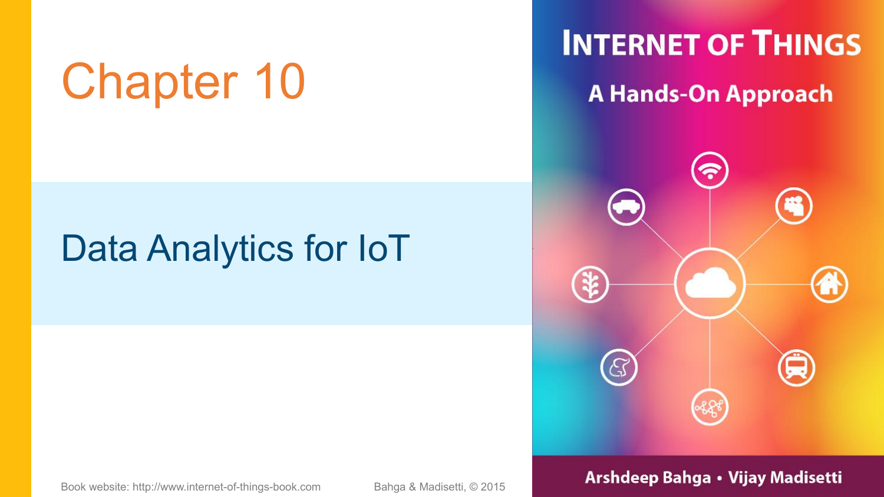# Chapter 10

## Data Analytics for IoT

**INTERNET OF THINGS**

**A Hands-On Approach**

Arshdeep Bahga • Vijay Madisetti

Book website: http://www.internet-of-things-book.com

Bahga & Madisetti, © 2015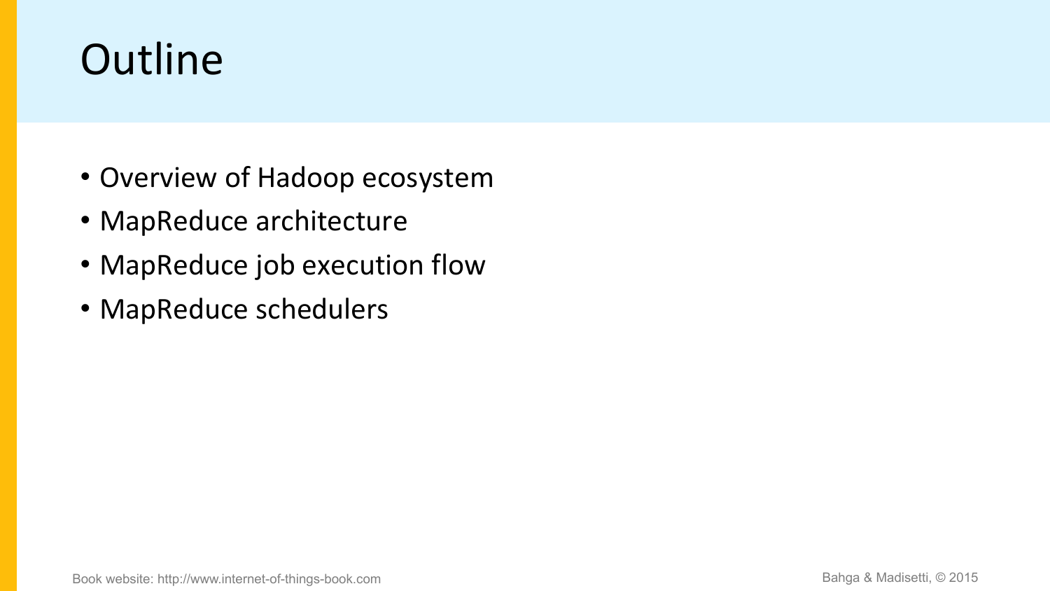# Outline

- Overview of Hadoop ecosystem
- MapReduce architecture
- MapReduce job execution flow
- MapReduce schedulers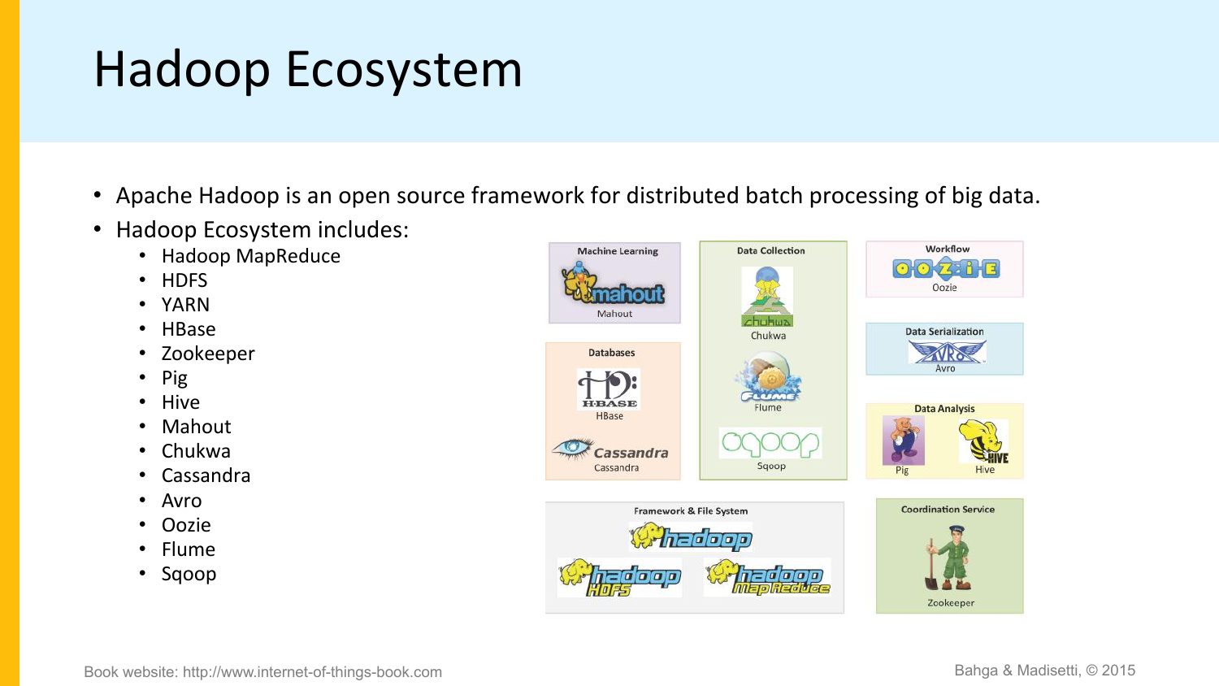# Hadoop Ecosystem

- Apache Hadoop is an open source framework for distributed batch processing of big data.
- Hadoop Ecosystem includes:
  - Hadoop MapReduce
  - HDFS
  - YARN
  - HBase
  - Zookeeper
  - Pig
  - Hive
  - Mahout
  - Chukwa
  - Cassandra
  - Avro
  - Oozie
  - Flume
  - Sqoop

Machine Learning: Mahout

Databases: HBase, Cassandra

Data Collection: Chukwa, Flume, Sqoop

Workflow: Oozie

Data Serialization: Avro

Data Analysis: Pig, Hive

Framework & File System: Hadoop, Hadoop HDFS, Hadoop MapReduce

Coordination Service: Zookeeper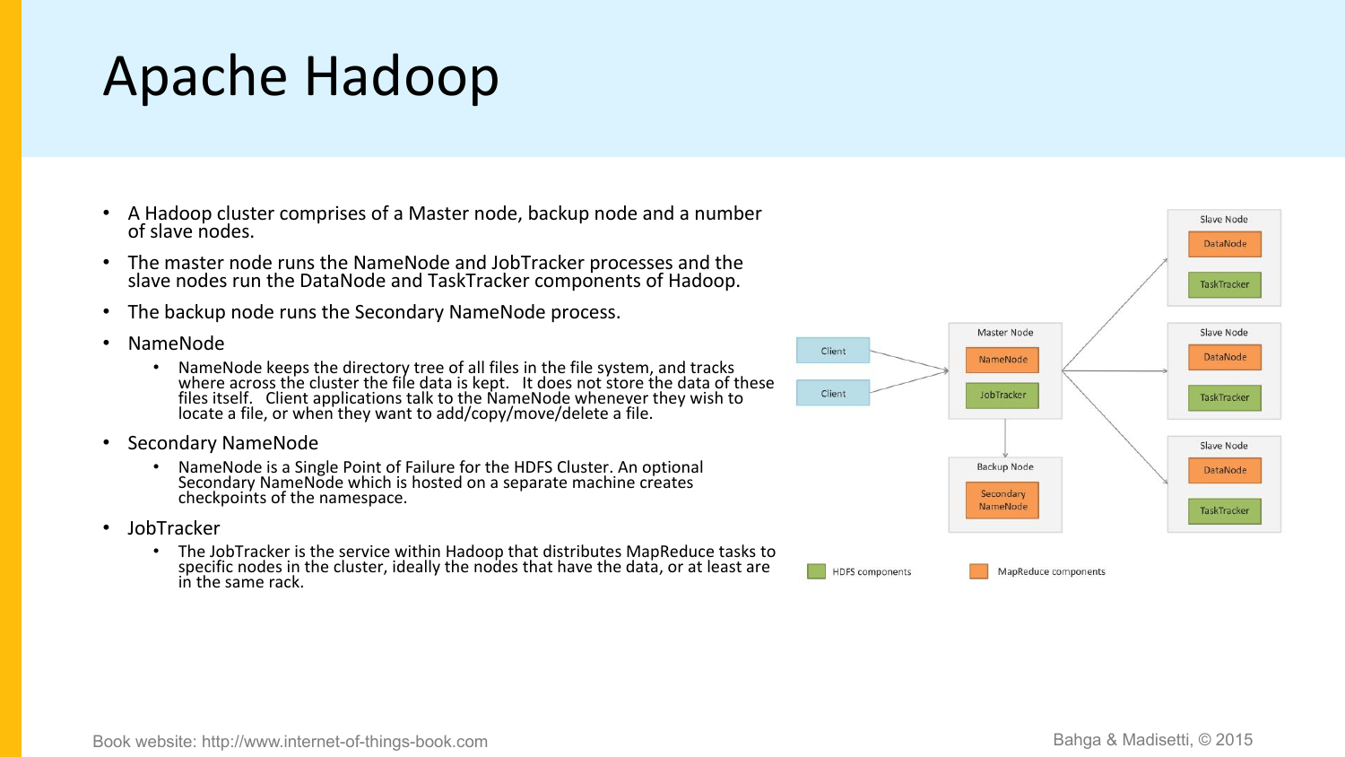# Apache Hadoop

- A Hadoop cluster comprises of a Master node, backup node and a number of slave nodes.
- The master node runs the NameNode and JobTracker processes and the slave nodes run the DataNode and TaskTracker components of Hadoop.
- The backup node runs the Secondary NameNode process.
- NameNode
  - NameNode keeps the directory tree of all files in the file system, and tracks where across the cluster the file data is kept. It does not store the data of these files itself. Client applications talk to the NameNode whenever they wish to locate a file, or when they want to add/copy/move/delete a file.
- Secondary NameNode
  - NameNode is a Single Point of Failure for the HDFS Cluster. An optional Secondary NameNode which is hosted on a separate machine creates checkpoints of the namespace.
- JobTracker
  - The JobTracker is the service within Hadoop that distributes MapReduce tasks to specific nodes in the cluster, ideally the nodes that have the data, or at least are in the same rack.

Client

Client

Master Node

NameNode

JobTracker

Backup Node

Secondary NameNode

Slave Node

DataNode

TaskTracker

Slave Node

DataNode

TaskTracker

Slave Node

DataNode

TaskTracker

HDFS components

MapReduce components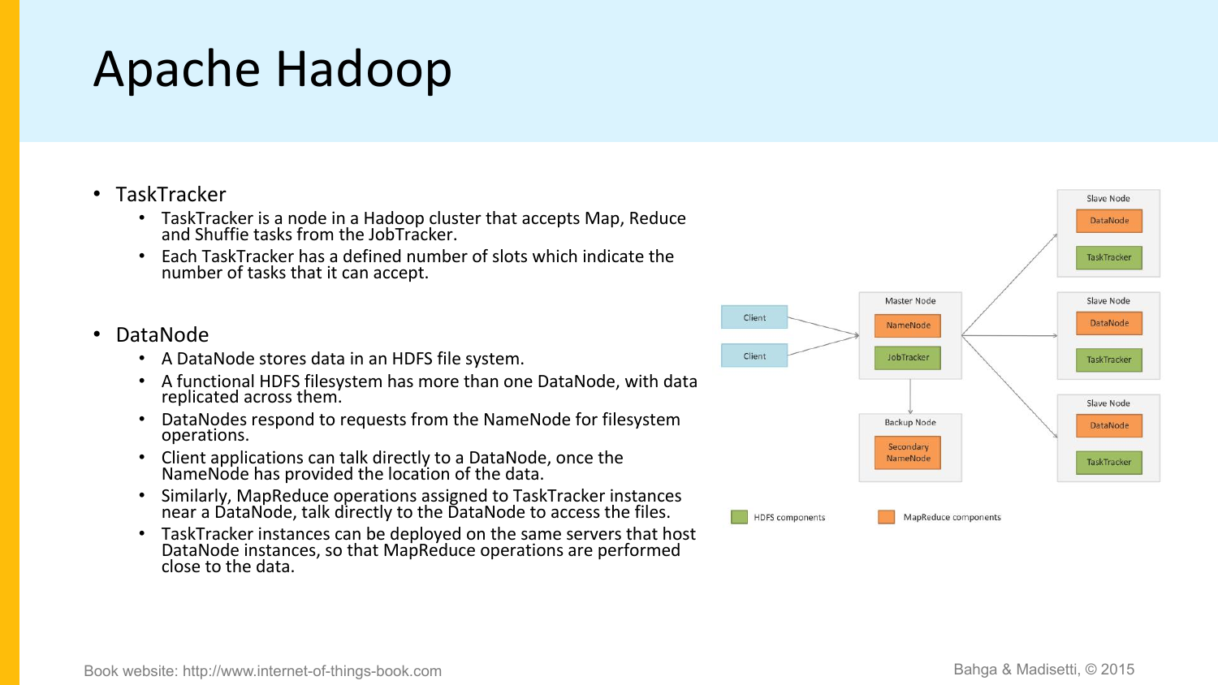# Apache Hadoop

- TaskTracker
  - TaskTracker is a node in a Hadoop cluster that accepts Map, Reduce and Shuffie tasks from the JobTracker.
  - Each TaskTracker has a defined number of slots which indicate the number of tasks that it can accept.

- DataNode
  - A DataNode stores data in an HDFS file system.
  - A functional HDFS filesystem has more than one DataNode, with data replicated across them.
  - DataNodes respond to requests from the NameNode for filesystem operations.
  - Client applications can talk directly to a DataNode, once the NameNode has provided the location of the data.
  - Similarly, MapReduce operations assigned to TaskTracker instances near a DataNode, talk directly to the DataNode to access the files.
  - TaskTracker instances can be deployed on the same servers that host DataNode instances, so that MapReduce operations are performed close to the data.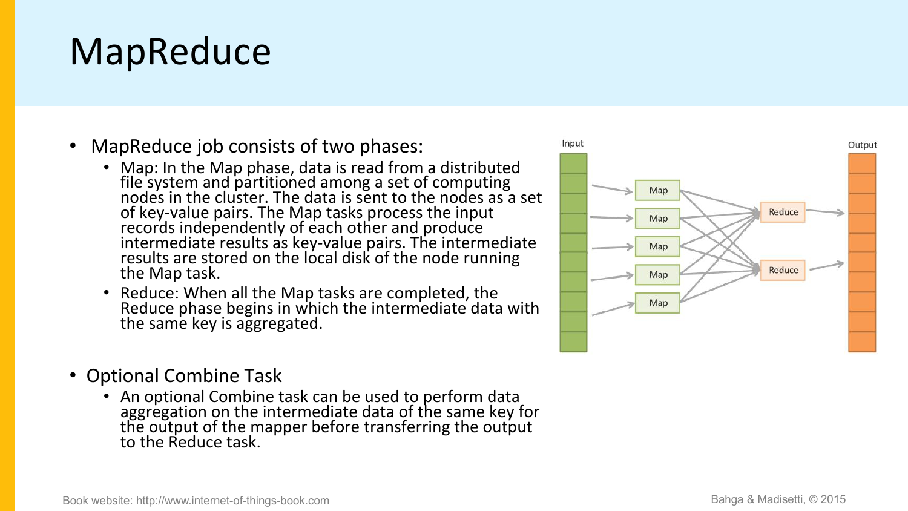# MapReduce

- MapReduce job consists of two phases:
  - Map: In the Map phase, data is read from a distributed file system and partitioned among a set of computing nodes in the cluster. The data is sent to the nodes as a set of key-value pairs. The Map tasks process the input records independently of each other and produce intermediate results as key-value pairs. The intermediate results are stored on the local disk of the node running the Map task.
  - Reduce: When all the Map tasks are completed, the Reduce phase begins in which the intermediate data with the same key is aggregated.
- Optional Combine Task
  - An optional Combine task can be used to perform data aggregation on the intermediate data of the same key for the output of the mapper before transferring the output to the Reduce task.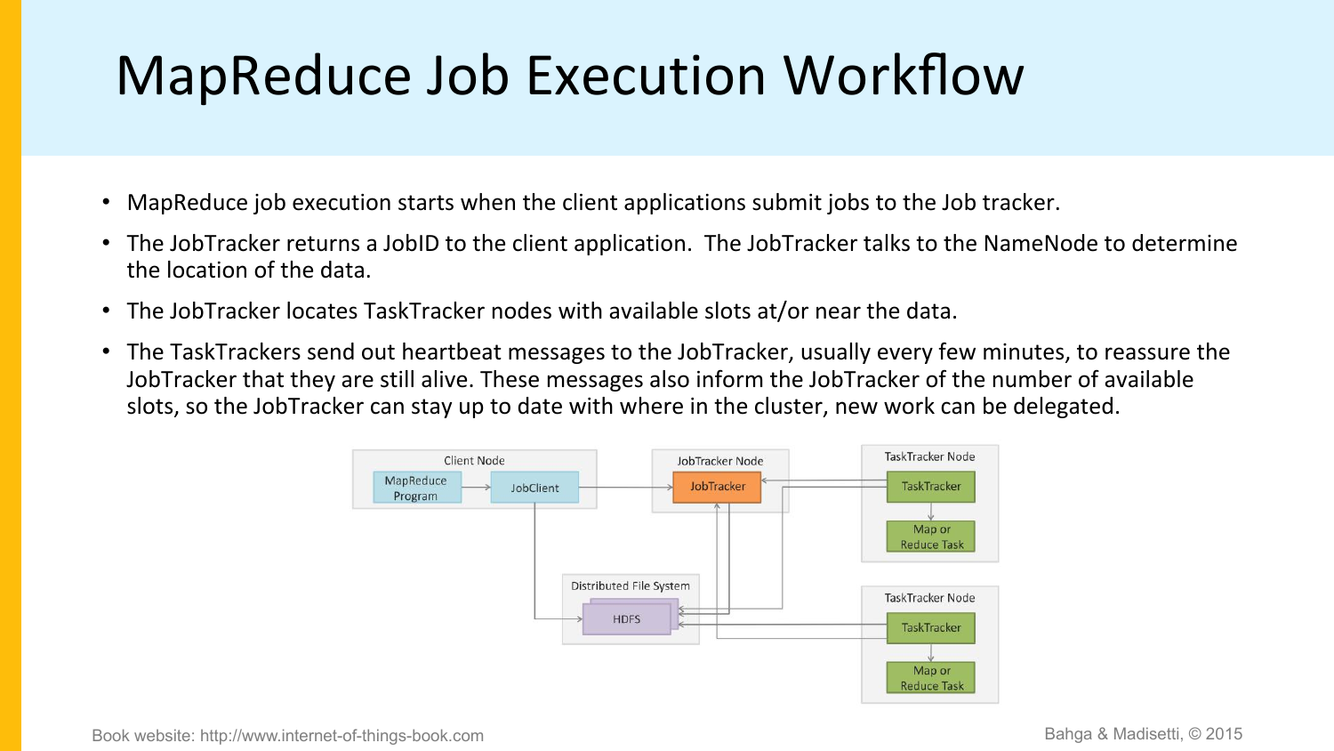# MapReduce Job Execution Workflow

- MapReduce job execution starts when the client applications submit jobs to the Job tracker.
- The JobTracker returns a JobID to the client application. The JobTracker talks to the NameNode to determine the location of the data.
- The JobTracker locates TaskTracker nodes with available slots at/or near the data.
- The TaskTrackers send out heartbeat messages to the JobTracker, usually every few minutes, to reassure the JobTracker that they are still alive. These messages also inform the JobTracker of the number of available slots, so the JobTracker can stay up to date with where in the cluster, new work can be delegated.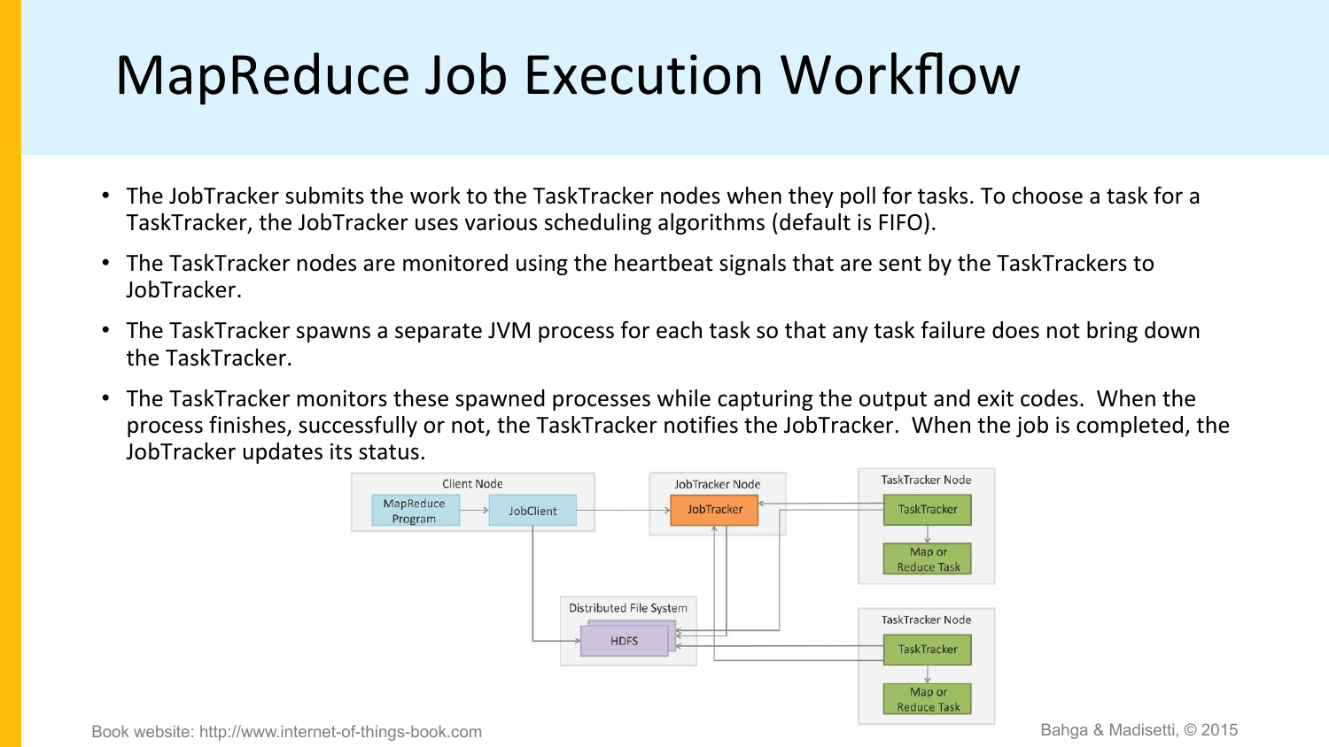# MapReduce Job Execution Workflow

- The JobTracker submits the work to the TaskTracker nodes when they poll for tasks. To choose a task for a TaskTracker, the JobTracker uses various scheduling algorithms (default is FIFO).
- The TaskTracker nodes are monitored using the heartbeat signals that are sent by the TaskTrackers to JobTracker.
- The TaskTracker spawns a separate JVM process for each task so that any task failure does not bring down the TaskTracker.
- The TaskTracker monitors these spawned processes while capturing the output and exit codes. When the process finishes, successfully or not, the TaskTracker notifies the JobTracker. When the job is completed, the JobTracker updates its status.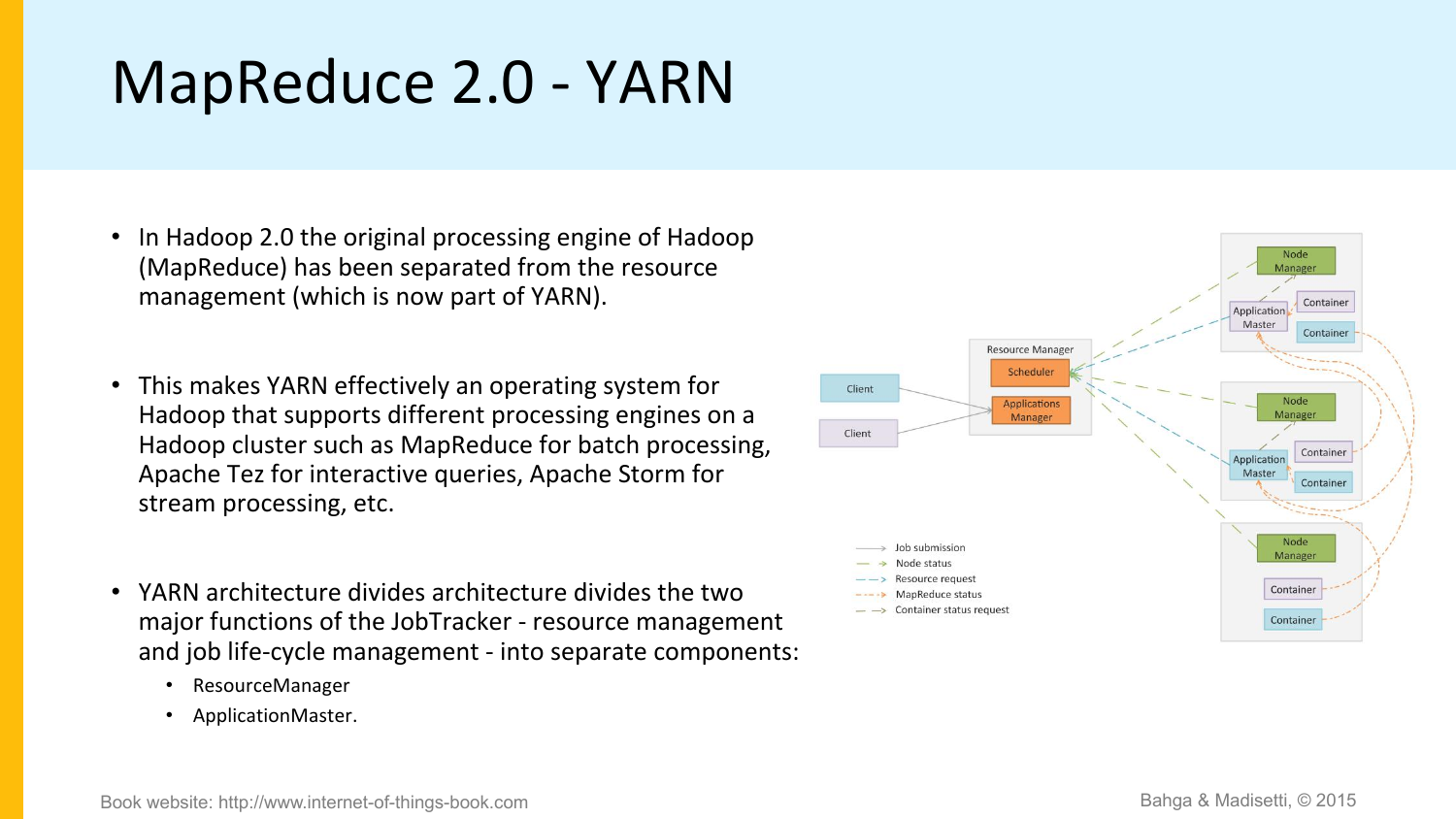# MapReduce 2.0 - YARN

- In Hadoop 2.0 the original processing engine of Hadoop (MapReduce) has been separated from the resource management (which is now part of YARN).
- This makes YARN effectively an operating system for Hadoop that supports different processing engines on a Hadoop cluster such as MapReduce for batch processing, Apache Tez for interactive queries, Apache Storm for stream processing, etc.
- YARN architecture divides architecture divides the two major functions of the JobTracker - resource management and job life-cycle management - into separate components:
  - ResourceManager
  - ApplicationMaster.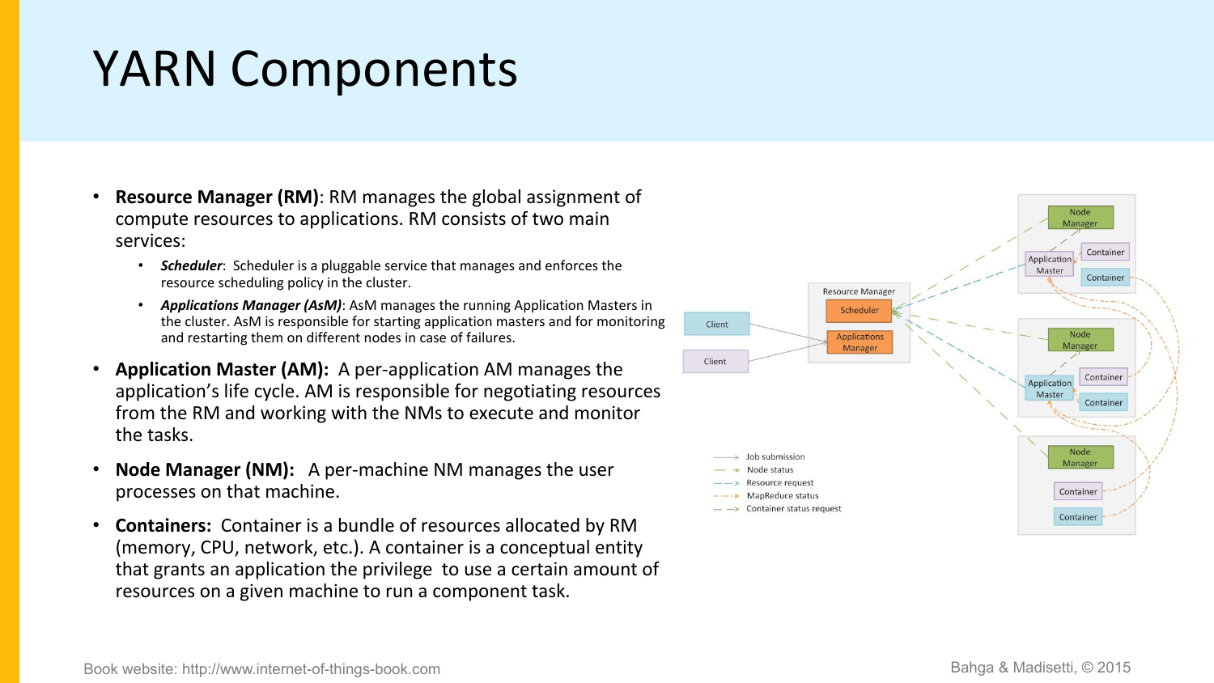# YARN Components

- **Resource Manager (RM)**: RM manages the global assignment of compute resources to applications. RM consists of two main services:
  - ***Scheduler***: Scheduler is a pluggable service that manages and enforces the resource scheduling policy in the cluster.
  - ***Applications Manager (AsM)***: AsM manages the running Application Masters in the cluster. AsM is responsible for starting application masters and for monitoring and restarting them on different nodes in case of failures.
- **Application Master (AM):** A per-application AM manages the application's life cycle. AM is responsible for negotiating resources from the RM and working with the NMs to execute and monitor the tasks.
- **Node Manager (NM):** A per-machine NM manages the user processes on that machine.
- **Containers:** Container is a bundle of resources allocated by RM (memory, CPU, network, etc.). A container is a conceptual entity that grants an application the privilege to use a certain amount of resources on a given machine to run a component task.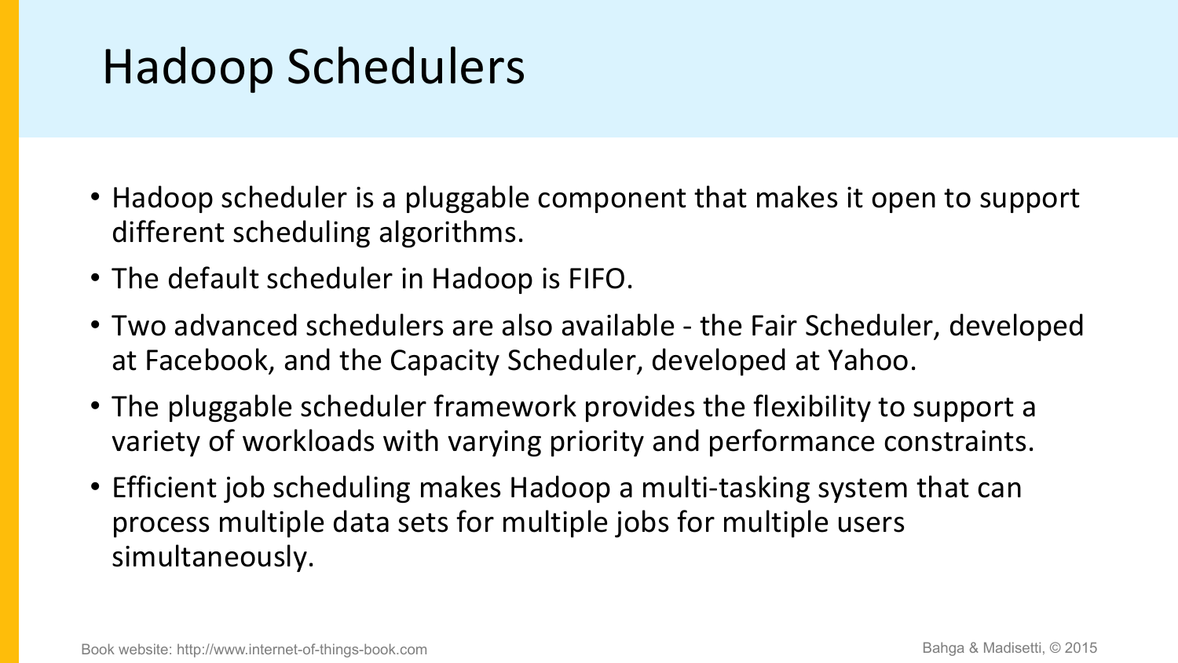# Hadoop Schedulers

- Hadoop scheduler is a pluggable component that makes it open to support different scheduling algorithms.
- The default scheduler in Hadoop is FIFO.
- Two advanced schedulers are also available - the Fair Scheduler, developed at Facebook, and the Capacity Scheduler, developed at Yahoo.
- The pluggable scheduler framework provides the flexibility to support a variety of workloads with varying priority and performance constraints.
- Efficient job scheduling makes Hadoop a multi-tasking system that can process multiple data sets for multiple jobs for multiple users simultaneously.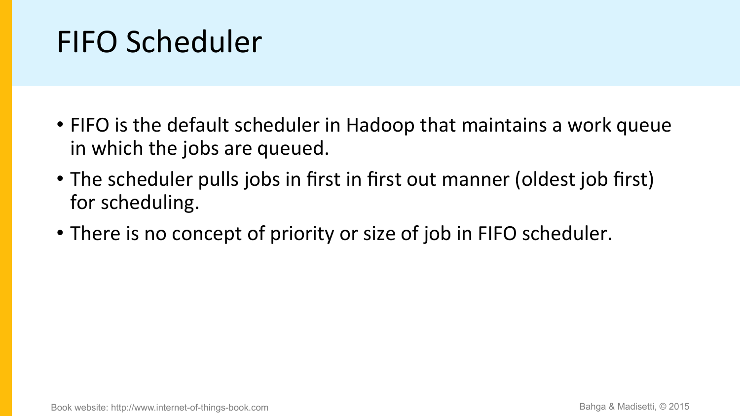# FIFO Scheduler

- FIFO is the default scheduler in Hadoop that maintains a work queue in which the jobs are queued.
- The scheduler pulls jobs in first in first out manner (oldest job first) for scheduling.
- There is no concept of priority or size of job in FIFO scheduler.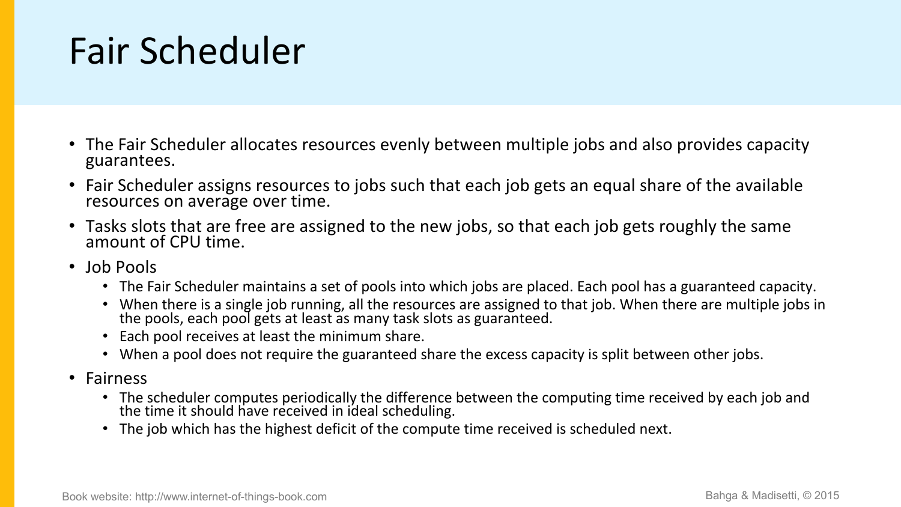# Fair Scheduler

- The Fair Scheduler allocates resources evenly between multiple jobs and also provides capacity guarantees.
- Fair Scheduler assigns resources to jobs such that each job gets an equal share of the available resources on average over time.
- Tasks slots that are free are assigned to the new jobs, so that each job gets roughly the same amount of CPU time.
- Job Pools
  - The Fair Scheduler maintains a set of pools into which jobs are placed. Each pool has a guaranteed capacity.
  - When there is a single job running, all the resources are assigned to that job. When there are multiple jobs in the pools, each pool gets at least as many task slots as guaranteed.
  - Each pool receives at least the minimum share.
  - When a pool does not require the guaranteed share the excess capacity is split between other jobs.
- Fairness
  - The scheduler computes periodically the difference between the computing time received by each job and the time it should have received in ideal scheduling.
  - The job which has the highest deficit of the compute time received is scheduled next.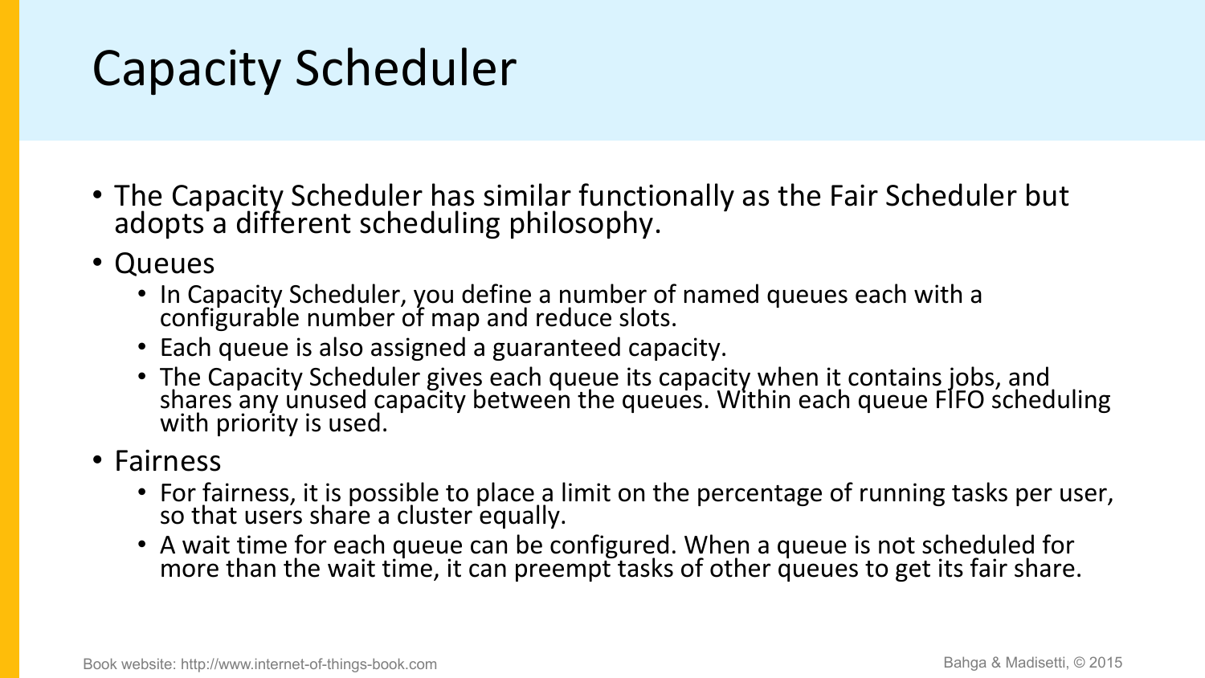# Capacity Scheduler

- The Capacity Scheduler has similar functionally as the Fair Scheduler but adopts a different scheduling philosophy.
- Queues
  - In Capacity Scheduler, you define a number of named queues each with a configurable number of map and reduce slots.
  - Each queue is also assigned a guaranteed capacity.
  - The Capacity Scheduler gives each queue its capacity when it contains jobs, and shares any unused capacity between the queues. Within each queue FIFO scheduling with priority is used.
- Fairness
  - For fairness, it is possible to place a limit on the percentage of running tasks per user, so that users share a cluster equally.
  - A wait time for each queue can be configured. When a queue is not scheduled for more than the wait time, it can preempt tasks of other queues to get its fair share.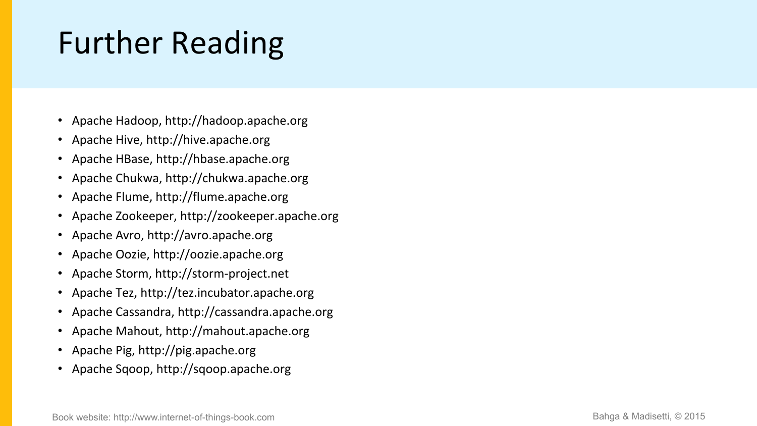# Further Reading

- Apache Hadoop, http://hadoop.apache.org
- Apache Hive, http://hive.apache.org
- Apache HBase, http://hbase.apache.org
- Apache Chukwa, http://chukwa.apache.org
- Apache Flume, http://flume.apache.org
- Apache Zookeeper, http://zookeeper.apache.org
- Apache Avro, http://avro.apache.org
- Apache Oozie, http://oozie.apache.org
- Apache Storm, http://storm-project.net
- Apache Tez, http://tez.incubator.apache.org
- Apache Cassandra, http://cassandra.apache.org
- Apache Mahout, http://mahout.apache.org
- Apache Pig, http://pig.apache.org
- Apache Sqoop, http://sqoop.apache.org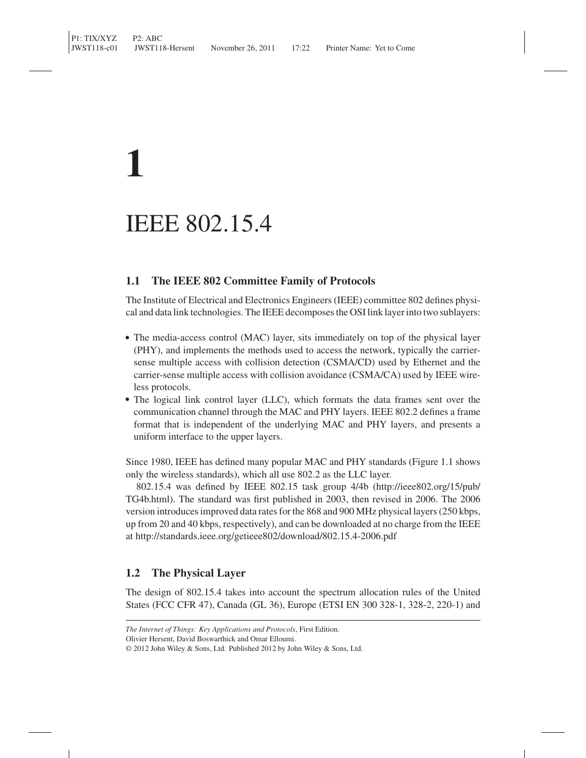# 1

# IEEE 802.15.4

## 1.1 The IEEE 802 Committee Family of Protocols

The Institute of Electrical and Electronics Engineers (IEEE) committee 802 defines physical and data link technologies. The IEEE decomposes the OSI link layer into two sublayers:

- The media-access control (MAC) layer, sits immediately on top of the physical layer (PHY), and implements the methods used to access the network, typically the carrier-sense multiple access with collision detection (CSMA/CD) used by Ethernet and the carrier-sense multiple access with collision avoidance (CSMA/CA) used by IEEE wireless protocols.
- The logical link control layer (LLC), which formats the data frames sent over the communication channel through the MAC and PHY layers. IEEE 802.2 defines a frame format that is independent of the underlying MAC and PHY layers, and presents a uniform interface to the upper layers.

Since 1980, IEEE has defined many popular MAC and PHY standards (Figure 1.1 shows only the wireless standards), which all use 802.2 as the LLC layer.

802.15.4 was defined by IEEE 802.15 task group 4/4b (http://ieee802.org/15/pub/TG4b.html). The standard was first published in 2003, then revised in 2006. The 2006 version introduces improved data rates for the 868 and 900 MHz physical layers (250 kbps, up from 20 and 40 kbps, respectively), and can be downloaded at no charge from the IEEE at http://standards.ieee.org/getieee802/download/802.15.4-2006.pdf

## 1.2 The Physical Layer

The design of 802.15.4 takes into account the spectrum allocation rules of the United States (FCC CFR 47), Canada (GL 36), Europe (ETSI EN 300 328-1, 328-2, 220-1) and

*The Internet of Things: Key Applications and Protocols*, First Edition.
Olivier Hersent, David Boswarthick and Omar Elloumi.
© 2012 John Wiley & Sons, Ltd. Published 2012 by John Wiley & Sons, Ltd.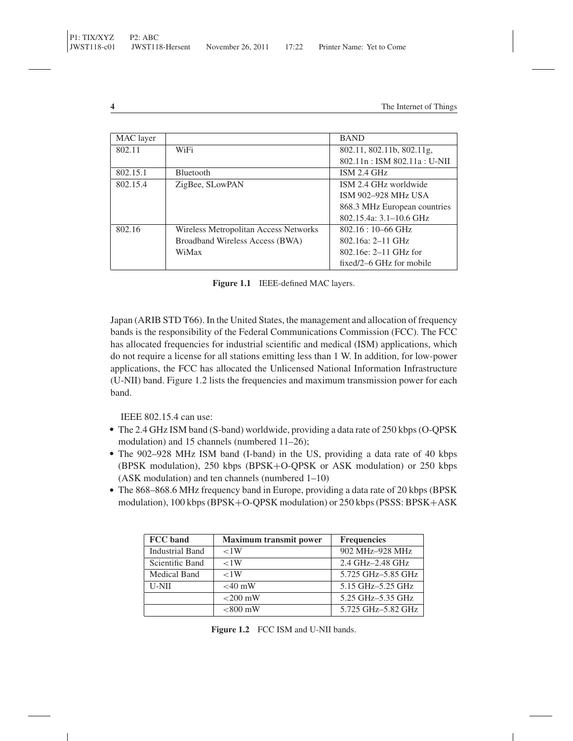| MAC layer | | BAND |
|---|---|---|
| 802.11 | WiFi | 802.11, 802.11b, 802.11g, 802.11n : ISM 802.11a : U-NII |
| 802.15.1 | Bluetooth | ISM 2.4 GHz |
| 802.15.4 | ZigBee, SLowPAN | ISM 2.4 GHz worldwide<br>ISM 902–928 MHz USA<br>868.3 MHz European countries<br>802.15.4a: 3.1–10.6 GHz |
| 802.16 | Wireless Metropolitan Access Networks<br>Broadband Wireless Access (BWA)<br>WiMax | 802.16 : 10–66 GHz<br>802.16a: 2–11 GHz<br>802.16e: 2–11 GHz for fixed/2–6 GHz for mobile |

**Figure 1.1** IEEE-defined MAC layers.

Japan (ARIB STD T66). In the United States, the management and allocation of frequency bands is the responsibility of the Federal Communications Commission (FCC). The FCC has allocated frequencies for industrial scientific and medical (ISM) applications, which do not require a license for all stations emitting less than 1 W. In addition, for low-power applications, the FCC has allocated the Unlicensed National Information Infrastructure (U-NII) band. Figure 1.2 lists the frequencies and maximum transmission power for each band.

IEEE 802.15.4 can use:

- The 2.4 GHz ISM band (S-band) worldwide, providing a data rate of 250 kbps (O-QPSK modulation) and 15 channels (numbered 11–26);
- The 902–928 MHz ISM band (I-band) in the US, providing a data rate of 40 kbps (BPSK modulation), 250 kbps (BPSK+O-QPSK or ASK modulation) or 250 kbps (ASK modulation) and ten channels (numbered 1–10)
- The 868–868.6 MHz frequency band in Europe, providing a data rate of 20 kbps (BPSK modulation), 100 kbps (BPSK+O-QPSK modulation) or 250 kbps (PSSS: BPSK+ASK

| FCC band | Maximum transmit power | Frequencies |
|---|---|---|
| Industrial Band | <1W | 902 MHz–928 MHz |
| Scientific Band | <1W | 2.4 GHz–2.48 GHz |
| Medical Band | <1W | 5.725 GHz–5.85 GHz |
| U-NII | <40 mW | 5.15 GHz–5.25 GHz |
| | <200 mW | 5.25 GHz–5.35 GHz |
| | <800 mW | 5.725 GHz–5.82 GHz |

**Figure 1.2** FCC ISM and U-NII bands.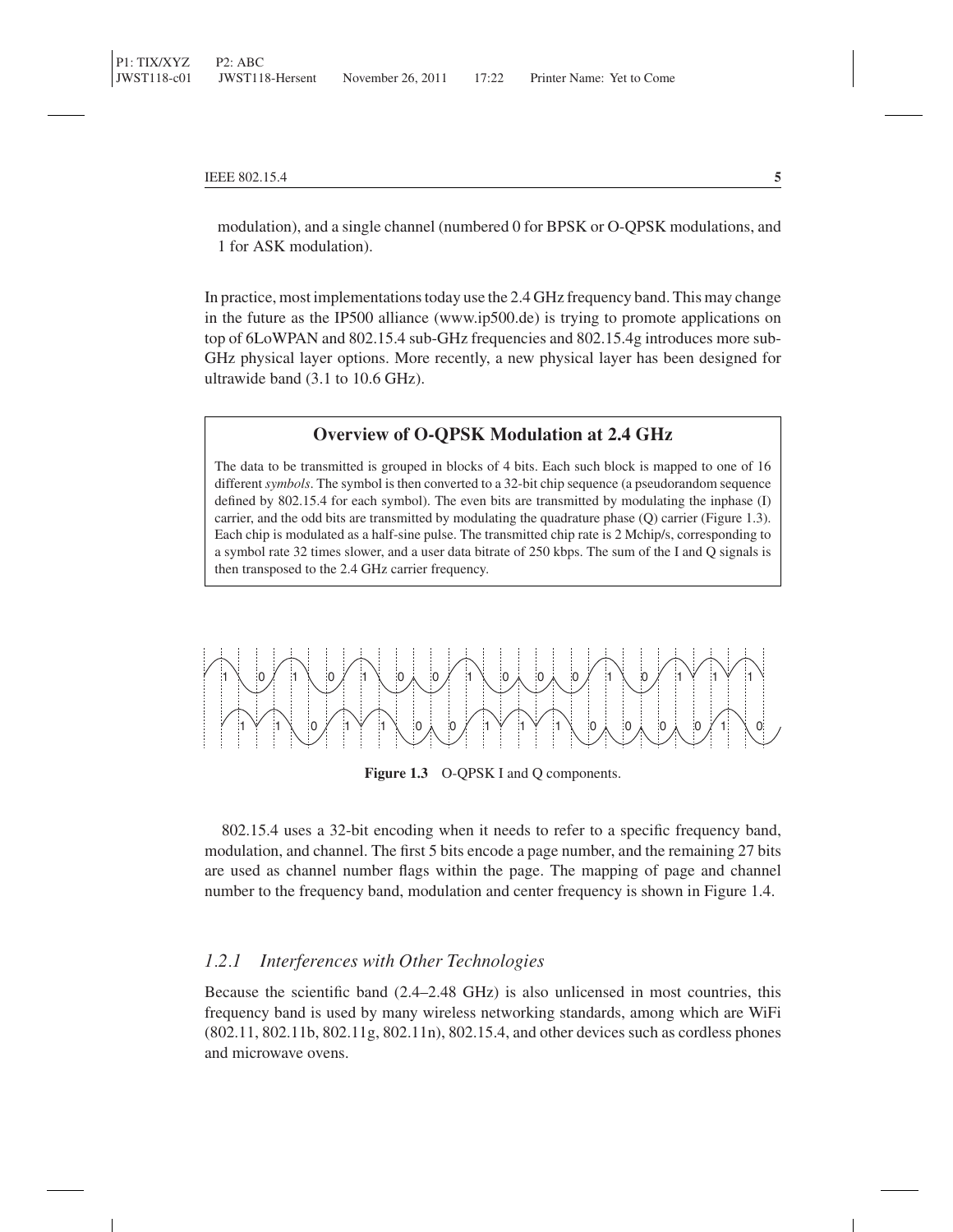modulation), and a single channel (numbered 0 for BPSK or O-QPSK modulations, and 1 for ASK modulation).

In practice, most implementations today use the 2.4 GHz frequency band. This may change in the future as the IP500 alliance (www.ip500.de) is trying to promote applications on top of 6LoWPAN and 802.15.4 sub-GHz frequencies and 802.15.4g introduces more sub-GHz physical layer options. More recently, a new physical layer has been designed for ultrawide band (3.1 to 10.6 GHz).

> **Overview of O-QPSK Modulation at 2.4 GHz**
>
> The data to be transmitted is grouped in blocks of 4 bits. Each such block is mapped to one of 16 different *symbols*. The symbol is then converted to a 32-bit chip sequence (a pseudorandom sequence defined by 802.15.4 for each symbol). The even bits are transmitted by modulating the inphase (I) carrier, and the odd bits are transmitted by modulating the quadrature phase (Q) carrier (Figure 1.3). Each chip is modulated as a half-sine pulse. The transmitted chip rate is 2 Mchip/s, corresponding to a symbol rate 32 times slower, and a user data bitrate of 250 kbps. The sum of the I and Q signals is then transposed to the 2.4 GHz carrier frequency.

**Figure 1.3** O-QPSK I and Q components.

802.15.4 uses a 32-bit encoding when it needs to refer to a specific frequency band, modulation, and channel. The first 5 bits encode a page number, and the remaining 27 bits are used as channel number flags within the page. The mapping of page and channel number to the frequency band, modulation and center frequency is shown in Figure 1.4.

### *1.2.1 Interferences with Other Technologies*

Because the scientific band (2.4–2.48 GHz) is also unlicensed in most countries, this frequency band is used by many wireless networking standards, among which are WiFi (802.11, 802.11b, 802.11g, 802.11n), 802.15.4, and other devices such as cordless phones and microwave ovens.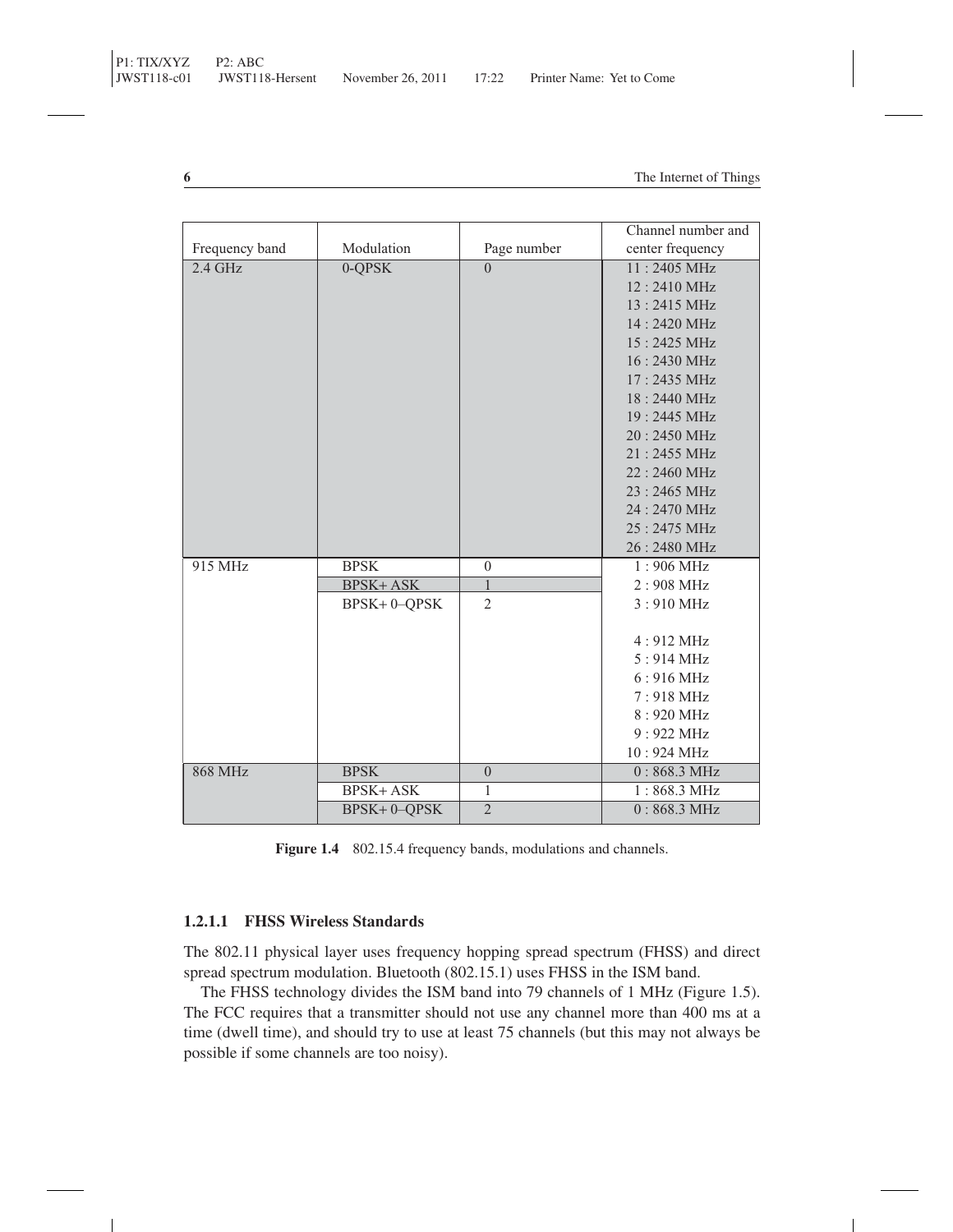| Frequency band | Modulation | Page number | Channel number and center frequency |
|---|---|---|---|
| 2.4 GHz | 0-QPSK | 0 | 11 : 2405 MHz |
| | | | 12 : 2410 MHz |
| | | | 13 : 2415 MHz |
| | | | 14 : 2420 MHz |
| | | | 15 : 2425 MHz |
| | | | 16 : 2430 MHz |
| | | | 17 : 2435 MHz |
| | | | 18 : 2440 MHz |
| | | | 19 : 2445 MHz |
| | | | 20 : 2450 MHz |
| | | | 21 : 2455 MHz |
| | | | 22 : 2460 MHz |
| | | | 23 : 2465 MHz |
| | | | 24 : 2470 MHz |
| | | | 25 : 2475 MHz |
| | | | 26 : 2480 MHz |
| 915 MHz | BPSK | 0 | 1 : 906 MHz |
| | BPSK+ ASK | 1 | 2 : 908 MHz |
| | BPSK+ 0–QPSK | 2 | 3 : 910 MHz |
| | | | 4 : 912 MHz |
| | | | 5 : 914 MHz |
| | | | 6 : 916 MHz |
| | | | 7 : 918 MHz |
| | | | 8 : 920 MHz |
| | | | 9 : 922 MHz |
| | | | 10 : 924 MHz |
| 868 MHz | BPSK | 0 | 0 : 868.3 MHz |
| | BPSK+ ASK | 1 | 1 : 868.3 MHz |
| | BPSK+ 0–QPSK | 2 | 0 : 868.3 MHz |

**Figure 1.4** 802.15.4 frequency bands, modulations and channels.

#### 1.2.1.1 FHSS Wireless Standards

The 802.11 physical layer uses frequency hopping spread spectrum (FHSS) and direct spread spectrum modulation. Bluetooth (802.15.1) uses FHSS in the ISM band.

The FHSS technology divides the ISM band into 79 channels of 1 MHz (Figure 1.5). The FCC requires that a transmitter should not use any channel more than 400 ms at a time (dwell time), and should try to use at least 75 channels (but this may not always be possible if some channels are too noisy).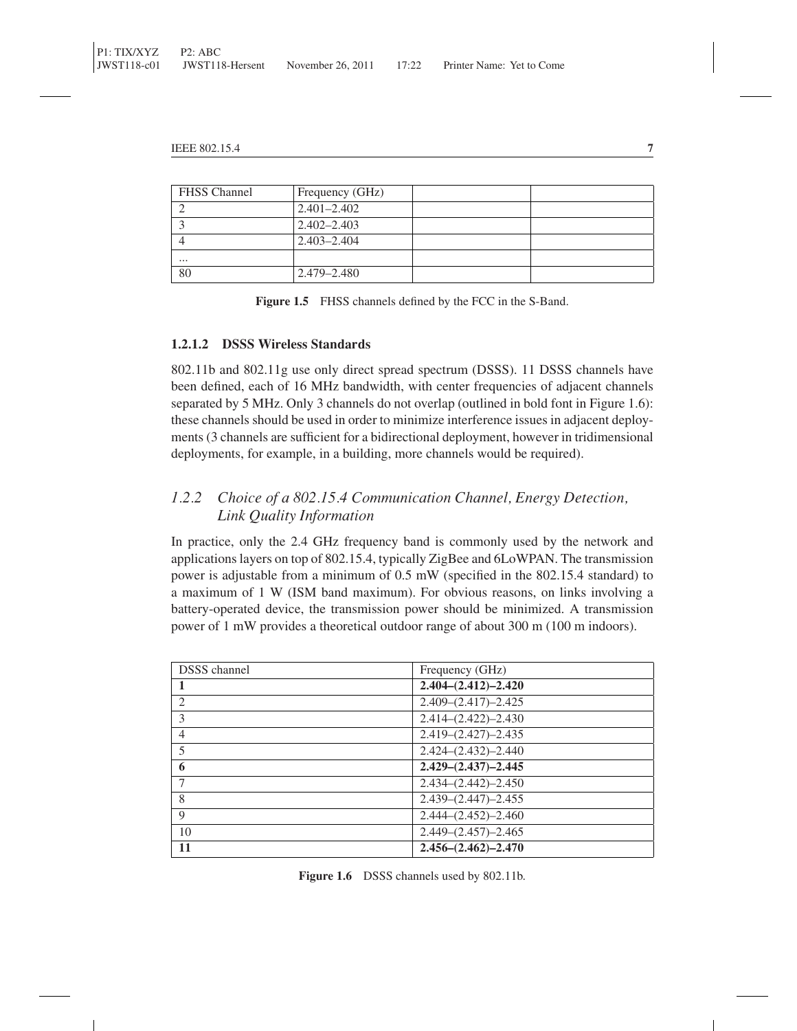| FHSS Channel | Frequency (GHz) | | |
|---|---|---|---|
| 2 | 2.401–2.402 | | |
| 3 | 2.402–2.403 | | |
| 4 | 2.403–2.404 | | |
| ... | | | |
| 80 | 2.479–2.480 | | |

**Figure 1.5** FHSS channels defined by the FCC in the S-Band.

#### 1.2.1.2 DSSS Wireless Standards

802.11b and 802.11g use only direct spread spectrum (DSSS). 11 DSSS channels have been defined, each of 16 MHz bandwidth, with center frequencies of adjacent channels separated by 5 MHz. Only 3 channels do not overlap (outlined in bold font in Figure 1.6): these channels should be used in order to minimize interference issues in adjacent deployments (3 channels are sufficient for a bidirectional deployment, however in tridimensional deployments, for example, in a building, more channels would be required).

### *1.2.2 Choice of a 802.15.4 Communication Channel, Energy Detection, Link Quality Information*

In practice, only the 2.4 GHz frequency band is commonly used by the network and applications layers on top of 802.15.4, typically ZigBee and 6LoWPAN. The transmission power is adjustable from a minimum of 0.5 mW (specified in the 802.15.4 standard) to a maximum of 1 W (ISM band maximum). For obvious reasons, on links involving a battery-operated device, the transmission power should be minimized. A transmission power of 1 mW provides a theoretical outdoor range of about 300 m (100 m indoors).

| DSSS channel | Frequency (GHz) |
|---|---|
| **1** | **2.404–(2.412)–2.420** |
| 2 | 2.409–(2.417)–2.425 |
| 3 | 2.414–(2.422)–2.430 |
| 4 | 2.419–(2.427)–2.435 |
| 5 | 2.424–(2.432)–2.440 |
| **6** | **2.429–(2.437)–2.445** |
| 7 | 2.434–(2.442)–2.450 |
| 8 | 2.439–(2.447)–2.455 |
| 9 | 2.444–(2.452)–2.460 |
| 10 | 2.449–(2.457)–2.465 |
| **11** | **2.456–(2.462)–2.470** |

**Figure 1.6** DSSS channels used by 802.11b.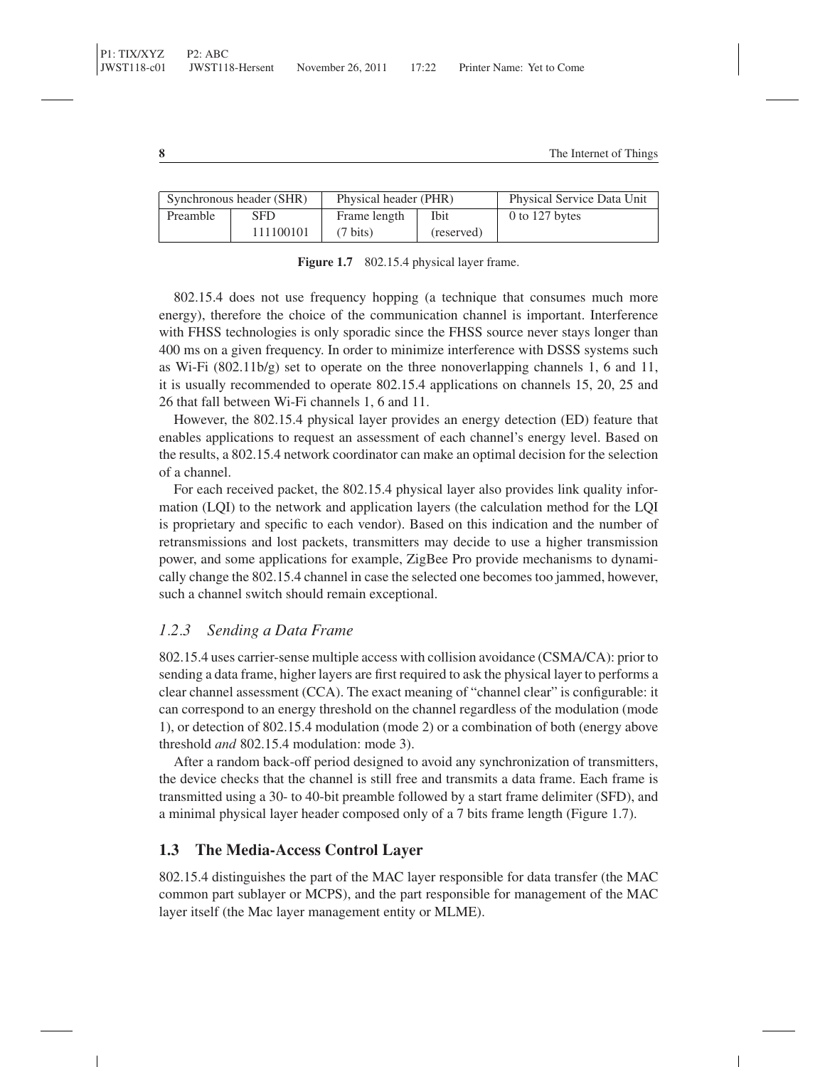| Synchronous header (SHR) | | Physical header (PHR) | | Physical Service Data Unit |
|---|---|---|---|---|
| Preamble | SFD 111100101 | Frame length (7 bits) | Ibit (reserved) | 0 to 127 bytes |

**Figure 1.7** 802.15.4 physical layer frame.

802.15.4 does not use frequency hopping (a technique that consumes much more energy), therefore the choice of the communication channel is important. Interference with FHSS technologies is only sporadic since the FHSS source never stays longer than 400 ms on a given frequency. In order to minimize interference with DSSS systems such as Wi-Fi (802.11b/g) set to operate on the three nonoverlapping channels 1, 6 and 11, it is usually recommended to operate 802.15.4 applications on channels 15, 20, 25 and 26 that fall between Wi-Fi channels 1, 6 and 11.

However, the 802.15.4 physical layer provides an energy detection (ED) feature that enables applications to request an assessment of each channel's energy level. Based on the results, a 802.15.4 network coordinator can make an optimal decision for the selection of a channel.

For each received packet, the 802.15.4 physical layer also provides link quality information (LQI) to the network and application layers (the calculation method for the LQI is proprietary and specific to each vendor). Based on this indication and the number of retransmissions and lost packets, transmitters may decide to use a higher transmission power, and some applications for example, ZigBee Pro provide mechanisms to dynamically change the 802.15.4 channel in case the selected one becomes too jammed, however, such a channel switch should remain exceptional.

### *1.2.3 Sending a Data Frame*

802.15.4 uses carrier-sense multiple access with collision avoidance (CSMA/CA): prior to sending a data frame, higher layers are first required to ask the physical layer to performs a clear channel assessment (CCA). The exact meaning of "channel clear" is configurable: it can correspond to an energy threshold on the channel regardless of the modulation (mode 1), or detection of 802.15.4 modulation (mode 2) or a combination of both (energy above threshold *and* 802.15.4 modulation: mode 3).

After a random back-off period designed to avoid any synchronization of transmitters, the device checks that the channel is still free and transmits a data frame. Each frame is transmitted using a 30- to 40-bit preamble followed by a start frame delimiter (SFD), and a minimal physical layer header composed only of a 7 bits frame length (Figure 1.7).

## 1.3 The Media-Access Control Layer

802.15.4 distinguishes the part of the MAC layer responsible for data transfer (the MAC common part sublayer or MCPS), and the part responsible for management of the MAC layer itself (the Mac layer management entity or MLME).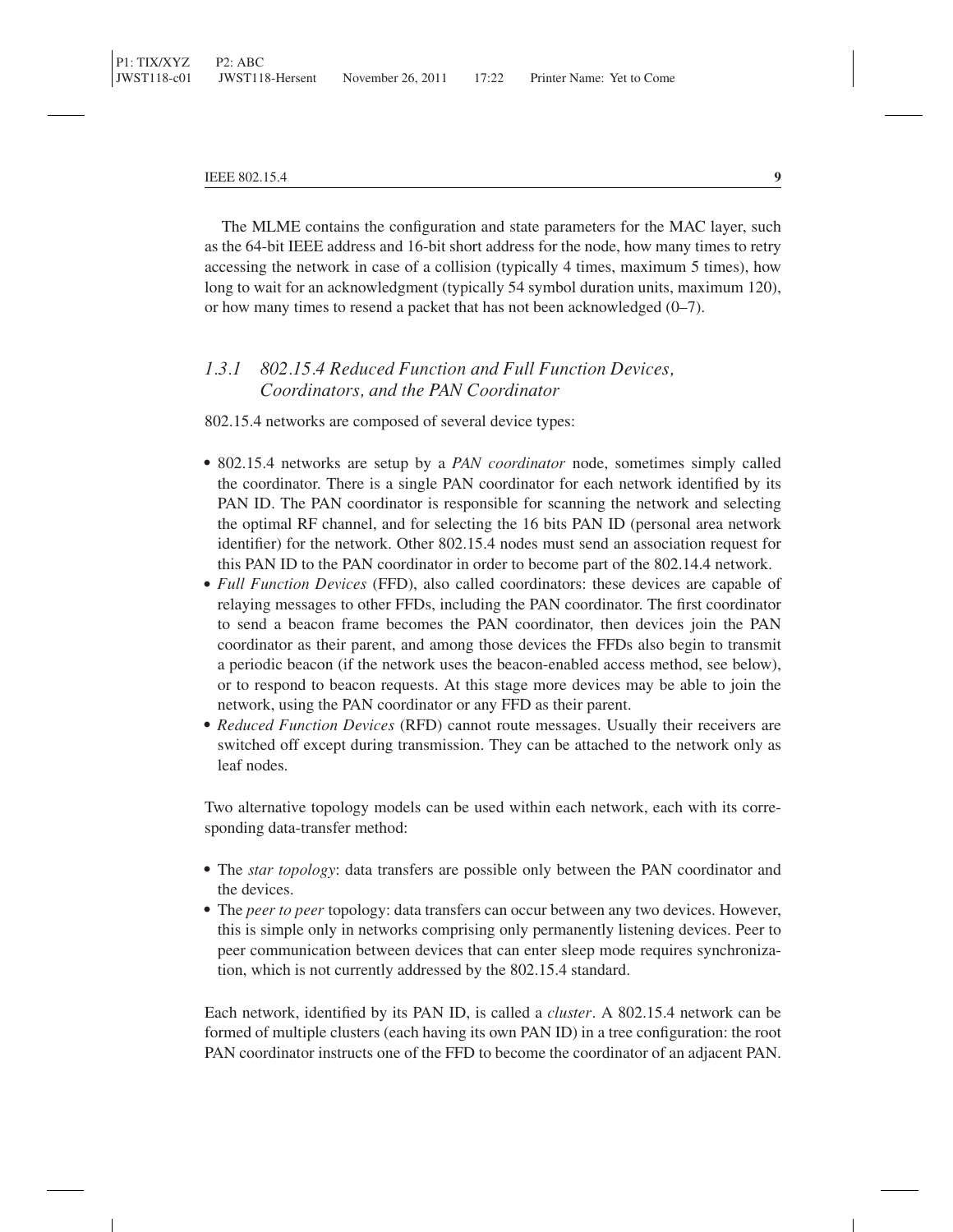The MLME contains the configuration and state parameters for the MAC layer, such as the 64-bit IEEE address and 16-bit short address for the node, how many times to retry accessing the network in case of a collision (typically 4 times, maximum 5 times), how long to wait for an acknowledgment (typically 54 symbol duration units, maximum 120), or how many times to resend a packet that has not been acknowledged (0–7).

### *1.3.1 802.15.4 Reduced Function and Full Function Devices, Coordinators, and the PAN Coordinator*

802.15.4 networks are composed of several device types:

- 802.15.4 networks are setup by a *PAN coordinator* node, sometimes simply called the coordinator. There is a single PAN coordinator for each network identified by its PAN ID. The PAN coordinator is responsible for scanning the network and selecting the optimal RF channel, and for selecting the 16 bits PAN ID (personal area network identifier) for the network. Other 802.15.4 nodes must send an association request for this PAN ID to the PAN coordinator in order to become part of the 802.14.4 network.
- *Full Function Devices* (FFD), also called coordinators: these devices are capable of relaying messages to other FFDs, including the PAN coordinator. The first coordinator to send a beacon frame becomes the PAN coordinator, then devices join the PAN coordinator as their parent, and among those devices the FFDs also begin to transmit a periodic beacon (if the network uses the beacon-enabled access method, see below), or to respond to beacon requests. At this stage more devices may be able to join the network, using the PAN coordinator or any FFD as their parent.
- *Reduced Function Devices* (RFD) cannot route messages. Usually their receivers are switched off except during transmission. They can be attached to the network only as leaf nodes.

Two alternative topology models can be used within each network, each with its corresponding data-transfer method:

- The *star topology*: data transfers are possible only between the PAN coordinator and the devices.
- The *peer to peer* topology: data transfers can occur between any two devices. However, this is simple only in networks comprising only permanently listening devices. Peer to peer communication between devices that can enter sleep mode requires synchronization, which is not currently addressed by the 802.15.4 standard.

Each network, identified by its PAN ID, is called a *cluster*. A 802.15.4 network can be formed of multiple clusters (each having its own PAN ID) in a tree configuration: the root PAN coordinator instructs one of the FFD to become the coordinator of an adjacent PAN.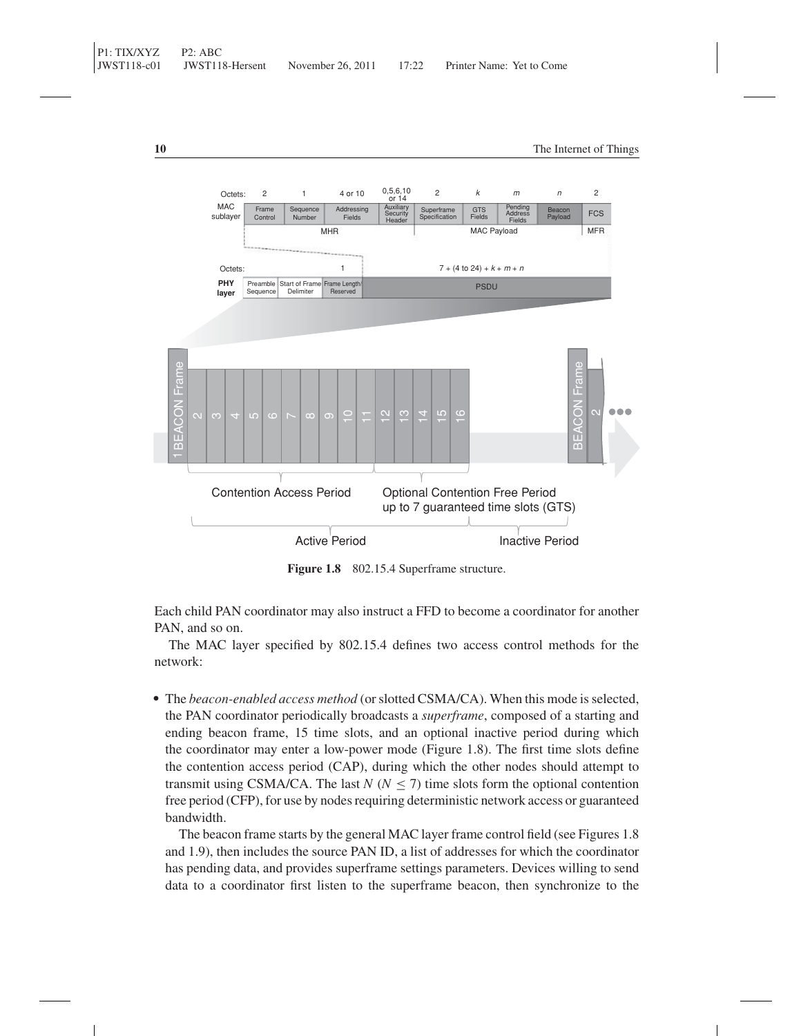Figure 1.8 802.15.4 Superframe structure.

Each child PAN coordinator may also instruct a FFD to become a coordinator for another PAN, and so on.

The MAC layer specified by 802.15.4 defines two access control methods for the network:

- The *beacon-enabled access method* (or slotted CSMA/CA). When this mode is selected, the PAN coordinator periodically broadcasts a *superframe*, composed of a starting and ending beacon frame, 15 time slots, and an optional inactive period during which the coordinator may enter a low-power mode (Figure 1.8). The first time slots define the contention access period (CAP), during which the other nodes should attempt to transmit using CSMA/CA. The last $N$ ($N \leq 7$) time slots form the optional contention free period (CFP), for use by nodes requiring deterministic network access or guaranteed bandwidth.

  The beacon frame starts by the general MAC layer frame control field (see Figures 1.8 and 1.9), then includes the source PAN ID, a list of addresses for which the coordinator has pending data, and provides superframe settings parameters. Devices willing to send data to a coordinator first listen to the superframe beacon, then synchronize to the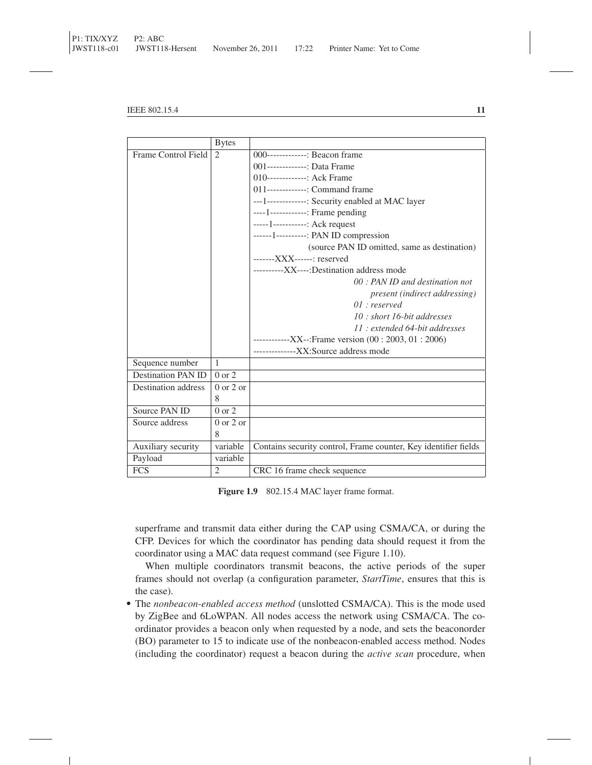| | Bytes | |
|---|---|---|
| Frame Control Field | 2 | 000-------------: Beacon frame<br>001-------------: Data Frame<br>010-------------: Ack Frame<br>011-------------: Command frame<br>---1-------------: Security enabled at MAC layer<br>----1------------: Frame pending<br>-----1-----------: Ack request<br>------1----------: PAN ID compression (source PAN ID omitted, same as destination)<br>-------XXX------: reserved<br>----------XX----:Destination address mode<br>*00 : PAN ID and destination not present (indirect addressing)*<br>*01 : reserved*<br>*10 : short 16-bit addresses*<br>*11 : extended 64-bit addresses*<br>------------XX--:Frame version (00 : 2003, 01 : 2006)<br>--------------XX:Source address mode |
| Sequence number | 1 | |
| Destination PAN ID | 0 or 2 | |
| Destination address | 0 or 2 or 8 | |
| Source PAN ID | 0 or 2 | |
| Source address | 0 or 2 or 8 | |
| Auxiliary security | variable | Contains security control, Frame counter, Key identifier fields |
| Payload | variable | |
| FCS | 2 | CRC 16 frame check sequence |

**Figure 1.9** 802.15.4 MAC layer frame format.

superframe and transmit data either during the CAP using CSMA/CA, or during the CFP. Devices for which the coordinator has pending data should request it from the coordinator using a MAC data request command (see Figure 1.10).

When multiple coordinators transmit beacons, the active periods of the super frames should not overlap (a configuration parameter, *StartTime*, ensures that this is the case).

- The *nonbeacon-enabled access method* (unslotted CSMA/CA). This is the mode used by ZigBee and 6LoWPAN. All nodes access the network using CSMA/CA. The coordinator provides a beacon only when requested by a node, and sets the beaconorder (BO) parameter to 15 to indicate use of the nonbeacon-enabled access method. Nodes (including the coordinator) request a beacon during the *active scan* procedure, when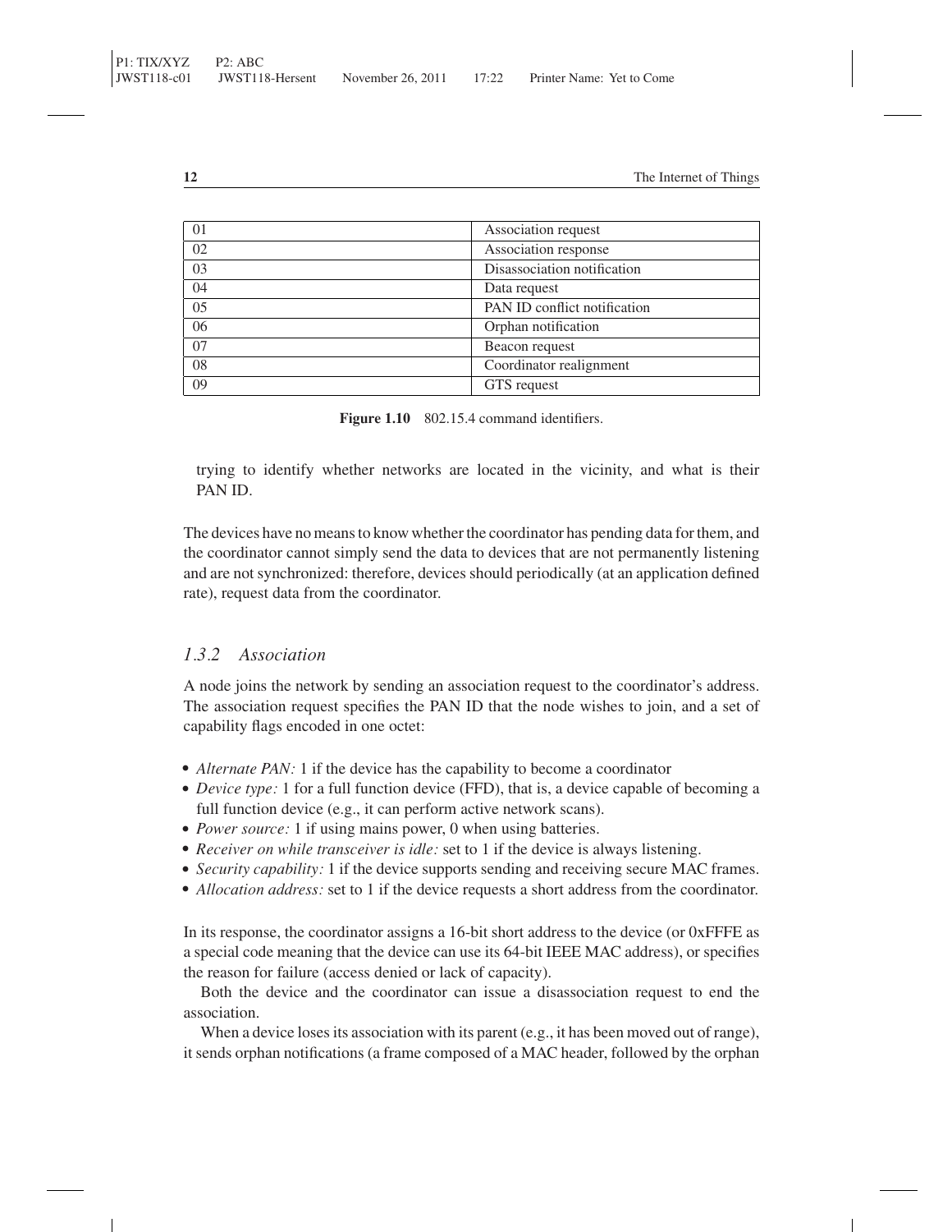| 01 | Association request |
|---|---|
| 02 | Association response |
| 03 | Disassociation notification |
| 04 | Data request |
| 05 | PAN ID conflict notification |
| 06 | Orphan notification |
| 07 | Beacon request |
| 08 | Coordinator realignment |
| 09 | GTS request |

**Figure 1.10** 802.15.4 command identifiers.

trying to identify whether networks are located in the vicinity, and what is their PAN ID.

The devices have no means to know whether the coordinator has pending data for them, and the coordinator cannot simply send the data to devices that are not permanently listening and are not synchronized: therefore, devices should periodically (at an application defined rate), request data from the coordinator.

### *1.3.2 Association*

A node joins the network by sending an association request to the coordinator's address. The association request specifies the PAN ID that the node wishes to join, and a set of capability flags encoded in one octet:

- *Alternate PAN:* 1 if the device has the capability to become a coordinator
- *Device type:* 1 for a full function device (FFD), that is, a device capable of becoming a full function device (e.g., it can perform active network scans).
- *Power source:* 1 if using mains power, 0 when using batteries.
- *Receiver on while transceiver is idle:* set to 1 if the device is always listening.
- *Security capability:* 1 if the device supports sending and receiving secure MAC frames.
- *Allocation address:* set to 1 if the device requests a short address from the coordinator.

In its response, the coordinator assigns a 16-bit short address to the device (or 0xFFFE as a special code meaning that the device can use its 64-bit IEEE MAC address), or specifies the reason for failure (access denied or lack of capacity).

Both the device and the coordinator can issue a disassociation request to end the association.

When a device loses its association with its parent (e.g., it has been moved out of range), it sends orphan notifications (a frame composed of a MAC header, followed by the orphan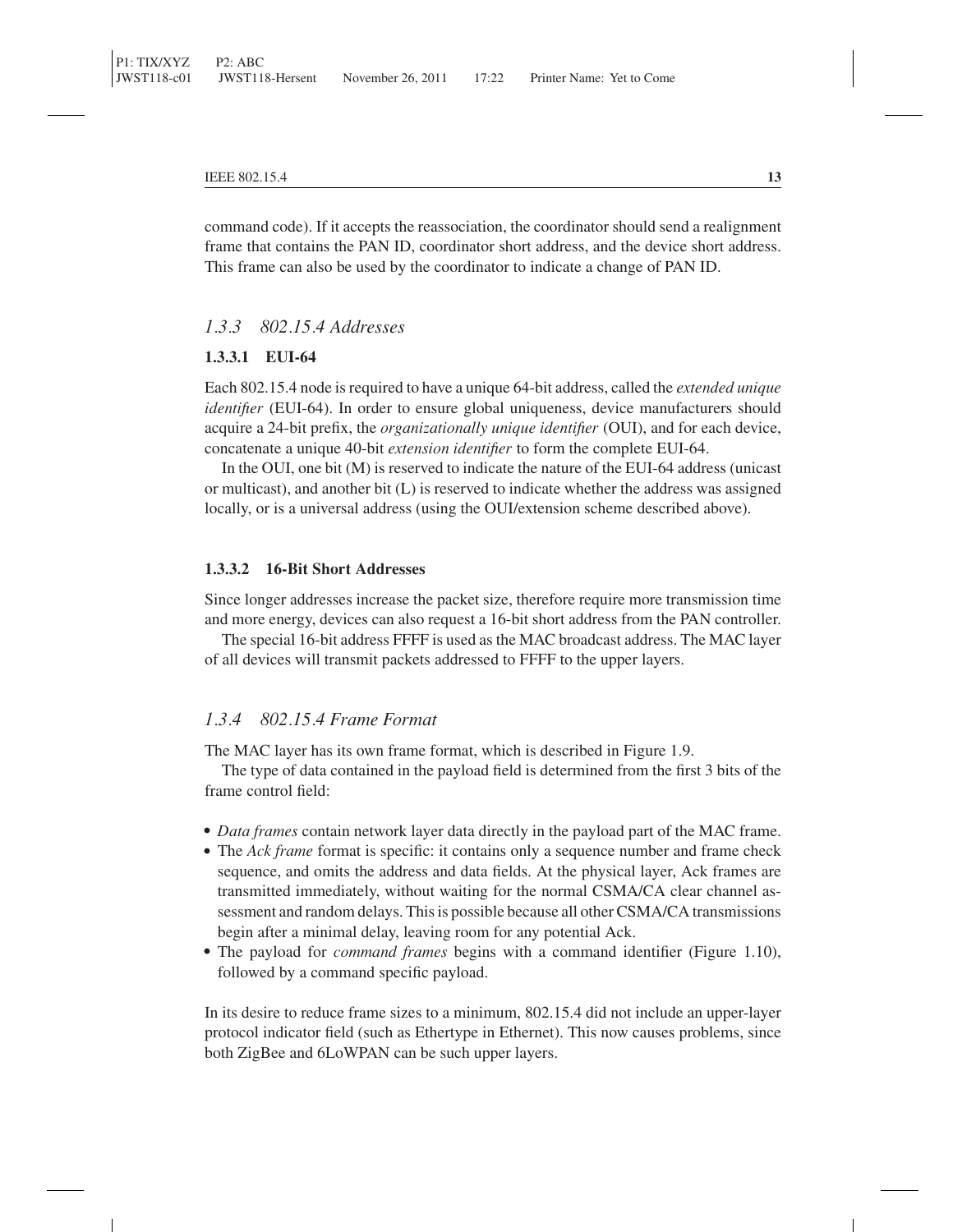command code). If it accepts the reassociation, the coordinator should send a realignment frame that contains the PAN ID, coordinator short address, and the device short address. This frame can also be used by the coordinator to indicate a change of PAN ID.

### *1.3.3 802.15.4 Addresses*

#### 1.3.3.1 EUI-64

Each 802.15.4 node is required to have a unique 64-bit address, called the *extended unique identifier* (EUI-64). In order to ensure global uniqueness, device manufacturers should acquire a 24-bit prefix, the *organizationally unique identifier* (OUI), and for each device, concatenate a unique 40-bit *extension identifier* to form the complete EUI-64.

In the OUI, one bit (M) is reserved to indicate the nature of the EUI-64 address (unicast or multicast), and another bit (L) is reserved to indicate whether the address was assigned locally, or is a universal address (using the OUI/extension scheme described above).

#### 1.3.3.2 16-Bit Short Addresses

Since longer addresses increase the packet size, therefore require more transmission time and more energy, devices can also request a 16-bit short address from the PAN controller.

The special 16-bit address FFFF is used as the MAC broadcast address. The MAC layer of all devices will transmit packets addressed to FFFF to the upper layers.

### *1.3.4 802.15.4 Frame Format*

The MAC layer has its own frame format, which is described in Figure 1.9.

The type of data contained in the payload field is determined from the first 3 bits of the frame control field:

- *Data frames* contain network layer data directly in the payload part of the MAC frame.
- The *Ack frame* format is specific: it contains only a sequence number and frame check sequence, and omits the address and data fields. At the physical layer, Ack frames are transmitted immediately, without waiting for the normal CSMA/CA clear channel assessment and random delays. This is possible because all other CSMA/CA transmissions begin after a minimal delay, leaving room for any potential Ack.
- The payload for *command frames* begins with a command identifier (Figure 1.10), followed by a command specific payload.

In its desire to reduce frame sizes to a minimum, 802.15.4 did not include an upper-layer protocol indicator field (such as Ethertype in Ethernet). This now causes problems, since both ZigBee and 6LoWPAN can be such upper layers.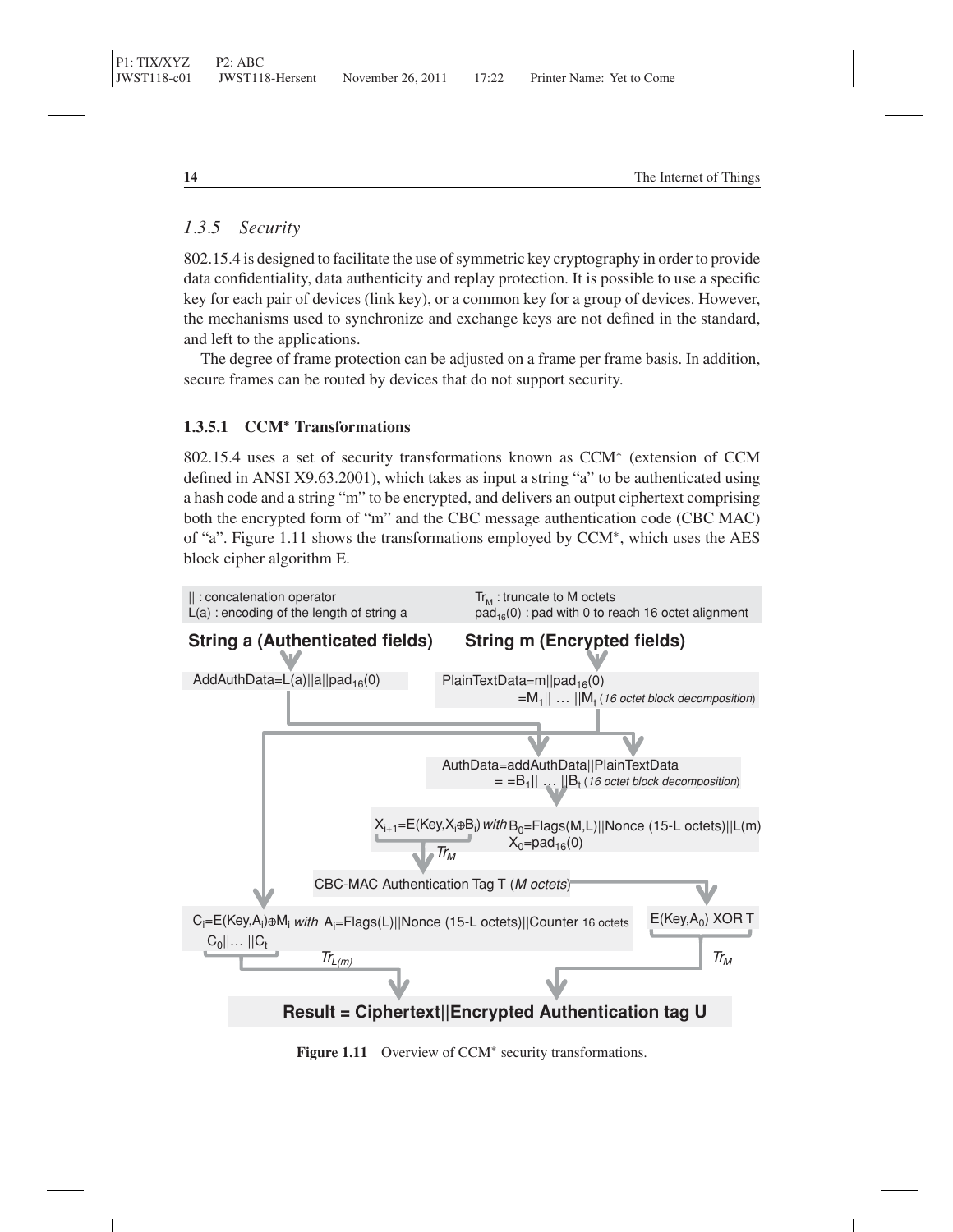### 1.3.5 Security

802.15.4 is designed to facilitate the use of symmetric key cryptography in order to provide data confidentiality, data authenticity and replay protection. It is possible to use a specific key for each pair of devices (link key), or a common key for a group of devices. However, the mechanisms used to synchronize and exchange keys are not defined in the standard, and left to the applications.

The degree of frame protection can be adjusted on a frame per frame basis. In addition, secure frames can be routed by devices that do not support security.

#### 1.3.5.1 CCM* Transformations

802.15.4 uses a set of security transformations known as CCM* (extension of CCM defined in ANSI X9.63.2001), which takes as input a string "a" to be authenticated using a hash code and a string "m" to be encrypted, and delivers an output ciphertext comprising both the encrypted form of "m" and the CBC message authentication code (CBC MAC) of "a". Figure 1.11 shows the transformations employed by CCM*, which uses the AES block cipher algorithm E.

|| : concatenation operator
L(a) : encoding of the length of string a
$Tr_M$ : truncate to M octets
$pad_{16}(0)$ : pad with 0 to reach 16 octet alignment

**String a (Authenticated fields)** **String m (Encrypted fields)**

AddAuthData=L(a)||a||$pad_{16}(0)$

PlainTextData=m||$pad_{16}(0)$ =$M_1$|| … ||$M_t$ (*16 octet block decomposition*)

AuthData=addAuthData||PlainTextData = =$B_1$|| … ||$B_t$ (*16 octet block decomposition*)

$X_{i+1}$=E(Key,$X_i$⊕$B_i$) *with* $B_0$=Flags(M,L)||Nonce (15-L octets)||L(m) $X_0$=$pad_{16}(0)$

$Tr_M$

CBC-MAC Authentication Tag T (*M octets*)

$C_i$=E(Key,$A_i$)⊕$M_i$ *with* $A_i$=Flags(L)||Nonce (15-L octets)||Counter 16 octets

$C_0$||… ||$C_t$

$Tr_{L(m)}$

E(Key,$A_0$) XOR T

$Tr_M$

**Result = Ciphertext||Encrypted Authentication tag U**

**Figure 1.11** Overview of CCM* security transformations.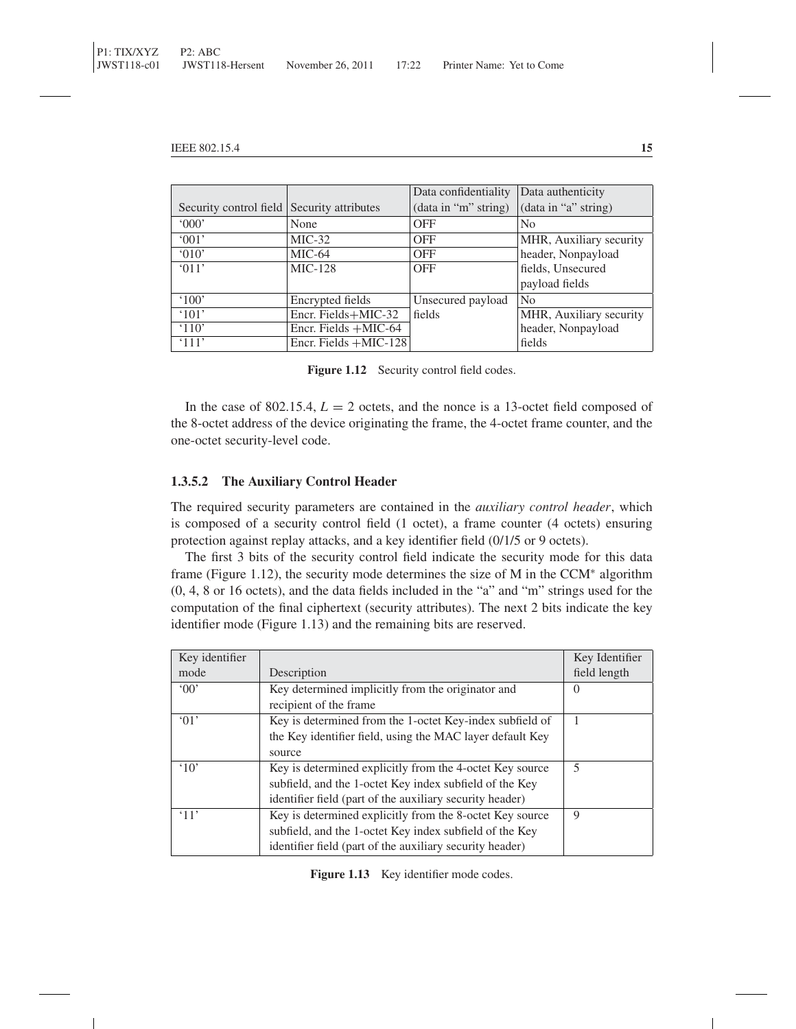| Security control field | Security attributes | Data confidentiality (data in "m" string) | Data authenticity (data in "a" string) |
|---|---|---|---|
| '000' | None | OFF | No |
| '001' | MIC-32 | OFF | MHR, Auxiliary security header, Nonpayload fields, Unsecured payload fields |
| '010' | MIC-64 | OFF | |
| '011' | MIC-128 | OFF | |
| '100' | Encrypted fields | Unsecured payload fields | No |
| '101' | Encr. Fields+MIC-32 | | MHR, Auxiliary security header, Nonpayload fields |
| '110' | Encr. Fields +MIC-64 | | |
| '111' | Encr. Fields +MIC-128 | | |

**Figure 1.12** Security control field codes.

In the case of 802.15.4, $L = 2$ octets, and the nonce is a 13-octet field composed of the 8-octet address of the device originating the frame, the 4-octet frame counter, and the one-octet security-level code.

#### 1.3.5.2 The Auxiliary Control Header

The required security parameters are contained in the *auxiliary control header*, which is composed of a security control field (1 octet), a frame counter (4 octets) ensuring protection against replay attacks, and a key identifier field (0/1/5 or 9 octets).

The first 3 bits of the security control field indicate the security mode for this data frame (Figure 1.12), the security mode determines the size of M in the CCM* algorithm (0, 4, 8 or 16 octets), and the data fields included in the "a" and "m" strings used for the computation of the final ciphertext (security attributes). The next 2 bits indicate the key identifier mode (Figure 1.13) and the remaining bits are reserved.

| Key identifier mode | Description | Key Identifier field length |
|---|---|---|
| '00' | Key determined implicitly from the originator and recipient of the frame | 0 |
| '01' | Key is determined from the 1-octet Key-index subfield of the Key identifier field, using the MAC layer default Key source | 1 |
| '10' | Key is determined explicitly from the 4-octet Key source subfield, and the 1-octet Key index subfield of the Key identifier field (part of the auxiliary security header) | 5 |
| '11' | Key is determined explicitly from the 8-octet Key source subfield, and the 1-octet Key index subfield of the Key identifier field (part of the auxiliary security header) | 9 |

**Figure 1.13** Key identifier mode codes.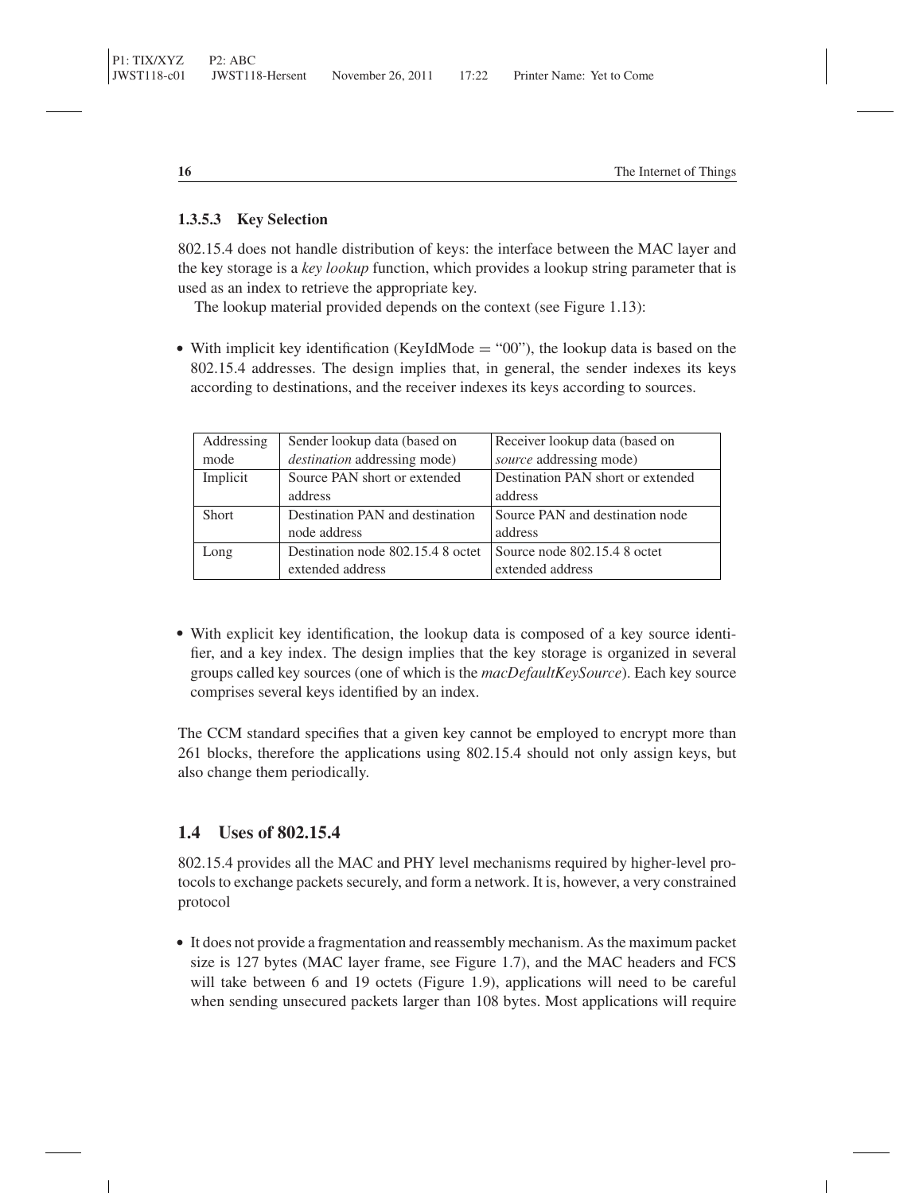### 1.3.5.3 Key Selection

802.15.4 does not handle distribution of keys: the interface between the MAC layer and the key storage is a *key lookup* function, which provides a lookup string parameter that is used as an index to retrieve the appropriate key.

The lookup material provided depends on the context (see Figure 1.13):

- With implicit key identification (KeyIdMode = "00"), the lookup data is based on the 802.15.4 addresses. The design implies that, in general, the sender indexes its keys according to destinations, and the receiver indexes its keys according to sources.

| Addressing mode | Sender lookup data (based on *destination* addressing mode) | Receiver lookup data (based on *source* addressing mode) |
|---|---|---|
| Implicit | Source PAN short or extended address | Destination PAN short or extended address |
| Short | Destination PAN and destination node address | Source PAN and destination node address |
| Long | Destination node 802.15.4 8 octet extended address | Source node 802.15.4 8 octet extended address |

- With explicit key identification, the lookup data is composed of a key source identifier, and a key index. The design implies that the key storage is organized in several groups called key sources (one of which is the *macDefaultKeySource*). Each key source comprises several keys identified by an index.

The CCM standard specifies that a given key cannot be employed to encrypt more than 261 blocks, therefore the applications using 802.15.4 should not only assign keys, but also change them periodically.

## 1.4 Uses of 802.15.4

802.15.4 provides all the MAC and PHY level mechanisms required by higher-level protocols to exchange packets securely, and form a network. It is, however, a very constrained protocol

- It does not provide a fragmentation and reassembly mechanism. As the maximum packet size is 127 bytes (MAC layer frame, see Figure 1.7), and the MAC headers and FCS will take between 6 and 19 octets (Figure 1.9), applications will need to be careful when sending unsecured packets larger than 108 bytes. Most applications will require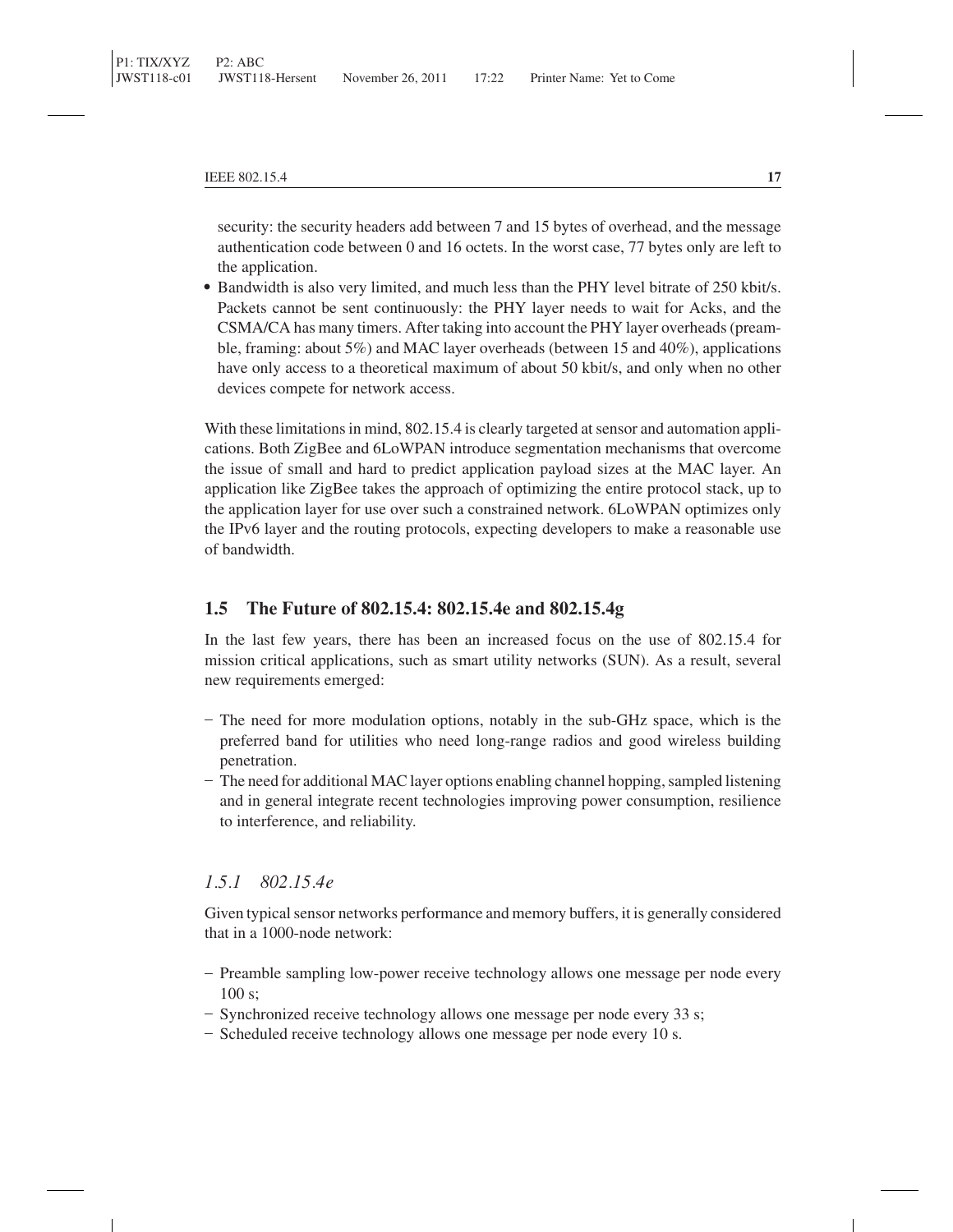security: the security headers add between 7 and 15 bytes of overhead, and the message authentication code between 0 and 16 octets. In the worst case, 77 bytes only are left to the application.

- Bandwidth is also very limited, and much less than the PHY level bitrate of 250 kbit/s. Packets cannot be sent continuously: the PHY layer needs to wait for Acks, and the CSMA/CA has many timers. After taking into account the PHY layer overheads (preamble, framing: about 5%) and MAC layer overheads (between 15 and 40%), applications have only access to a theoretical maximum of about 50 kbit/s, and only when no other devices compete for network access.

With these limitations in mind, 802.15.4 is clearly targeted at sensor and automation applications. Both ZigBee and 6LoWPAN introduce segmentation mechanisms that overcome the issue of small and hard to predict application payload sizes at the MAC layer. An application like ZigBee takes the approach of optimizing the entire protocol stack, up to the application layer for use over such a constrained network. 6LoWPAN optimizes only the IPv6 layer and the routing protocols, expecting developers to make a reasonable use of bandwidth.

## 1.5 The Future of 802.15.4: 802.15.4e and 802.15.4g

In the last few years, there has been an increased focus on the use of 802.15.4 for mission critical applications, such as smart utility networks (SUN). As a result, several new requirements emerged:

- The need for more modulation options, notably in the sub-GHz space, which is the preferred band for utilities who need long-range radios and good wireless building penetration.
- The need for additional MAC layer options enabling channel hopping, sampled listening and in general integrate recent technologies improving power consumption, resilience to interference, and reliability.

### *1.5.1 802.15.4e*

Given typical sensor networks performance and memory buffers, it is generally considered that in a 1000-node network:

- Preamble sampling low-power receive technology allows one message per node every 100 s;
- Synchronized receive technology allows one message per node every 33 s;
- Scheduled receive technology allows one message per node every 10 s.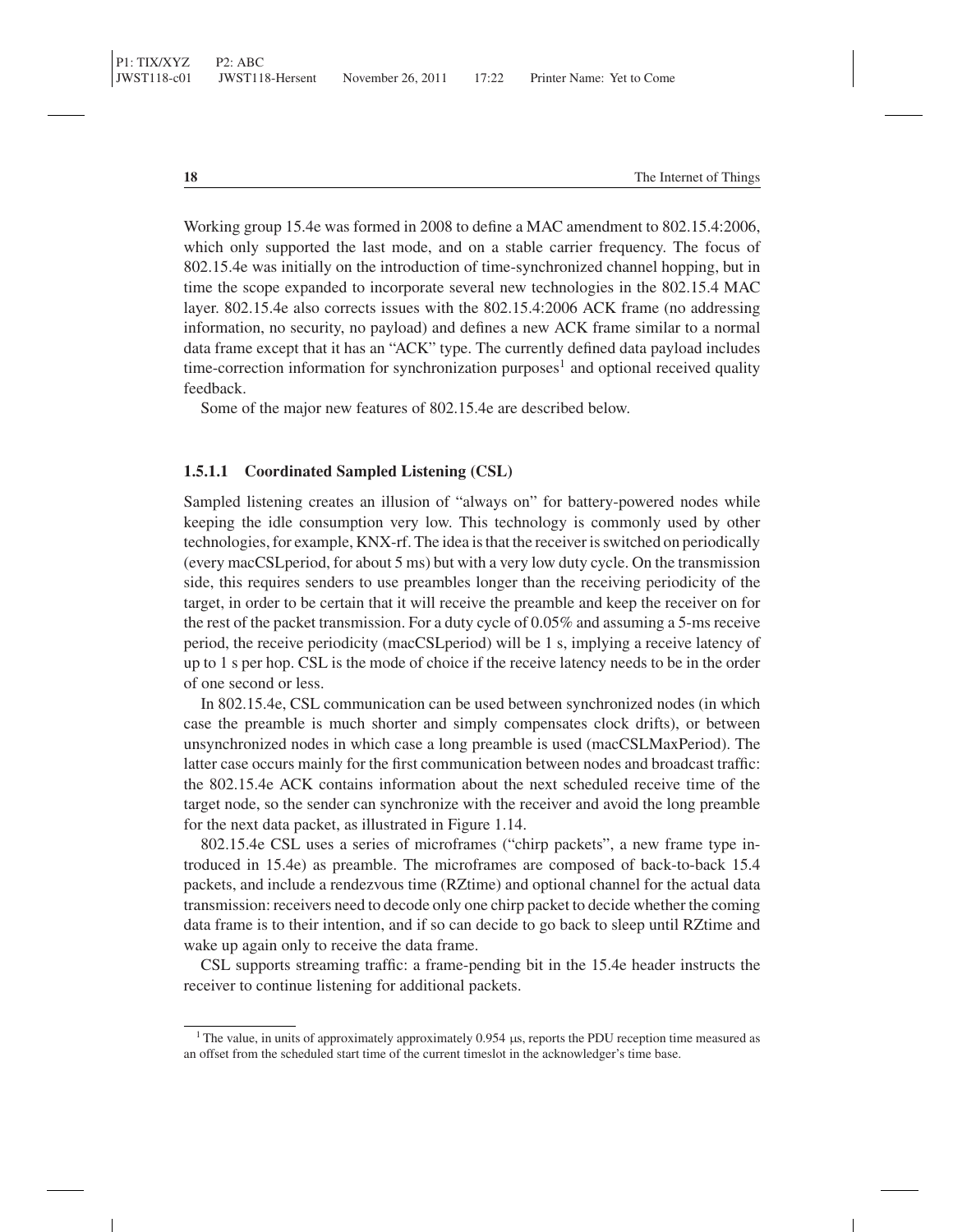Working group 15.4e was formed in 2008 to define a MAC amendment to 802.15.4:2006, which only supported the last mode, and on a stable carrier frequency. The focus of 802.15.4e was initially on the introduction of time-synchronized channel hopping, but in time the scope expanded to incorporate several new technologies in the 802.15.4 MAC layer. 802.15.4e also corrects issues with the 802.15.4:2006 ACK frame (no addressing information, no security, no payload) and defines a new ACK frame similar to a normal data frame except that it has an "ACK" type. The currently defined data payload includes time-correction information for synchronization purposes[1] and optional received quality feedback.

Some of the major new features of 802.15.4e are described below.

#### 1.5.1.1 Coordinated Sampled Listening (CSL)

Sampled listening creates an illusion of "always on" for battery-powered nodes while keeping the idle consumption very low. This technology is commonly used by other technologies, for example, KNX-rf. The idea is that the receiver is switched on periodically (every macCSLperiod, for about 5 ms) but with a very low duty cycle. On the transmission side, this requires senders to use preambles longer than the receiving periodicity of the target, in order to be certain that it will receive the preamble and keep the receiver on for the rest of the packet transmission. For a duty cycle of 0.05% and assuming a 5-ms receive period, the receive periodicity (macCSLperiod) will be 1 s, implying a receive latency of up to 1 s per hop. CSL is the mode of choice if the receive latency needs to be in the order of one second or less.

In 802.15.4e, CSL communication can be used between synchronized nodes (in which case the preamble is much shorter and simply compensates clock drifts), or between unsynchronized nodes in which case a long preamble is used (macCSLMaxPeriod). The latter case occurs mainly for the first communication between nodes and broadcast traffic: the 802.15.4e ACK contains information about the next scheduled receive time of the target node, so the sender can synchronize with the receiver and avoid the long preamble for the next data packet, as illustrated in Figure 1.14.

802.15.4e CSL uses a series of microframes ("chirp packets", a new frame type introduced in 15.4e) as preamble. The microframes are composed of back-to-back 15.4 packets, and include a rendezvous time (RZtime) and optional channel for the actual data transmission: receivers need to decode only one chirp packet to decide whether the coming data frame is to their intention, and if so can decide to go back to sleep until RZtime and wake up again only to receive the data frame.

CSL supports streaming traffic: a frame-pending bit in the 15.4e header instructs the receiver to continue listening for additional packets.

[1] The value, in units of approximately approximately 0.954 μs, reports the PDU reception time measured as an offset from the scheduled start time of the current timeslot in the acknowledger's time base.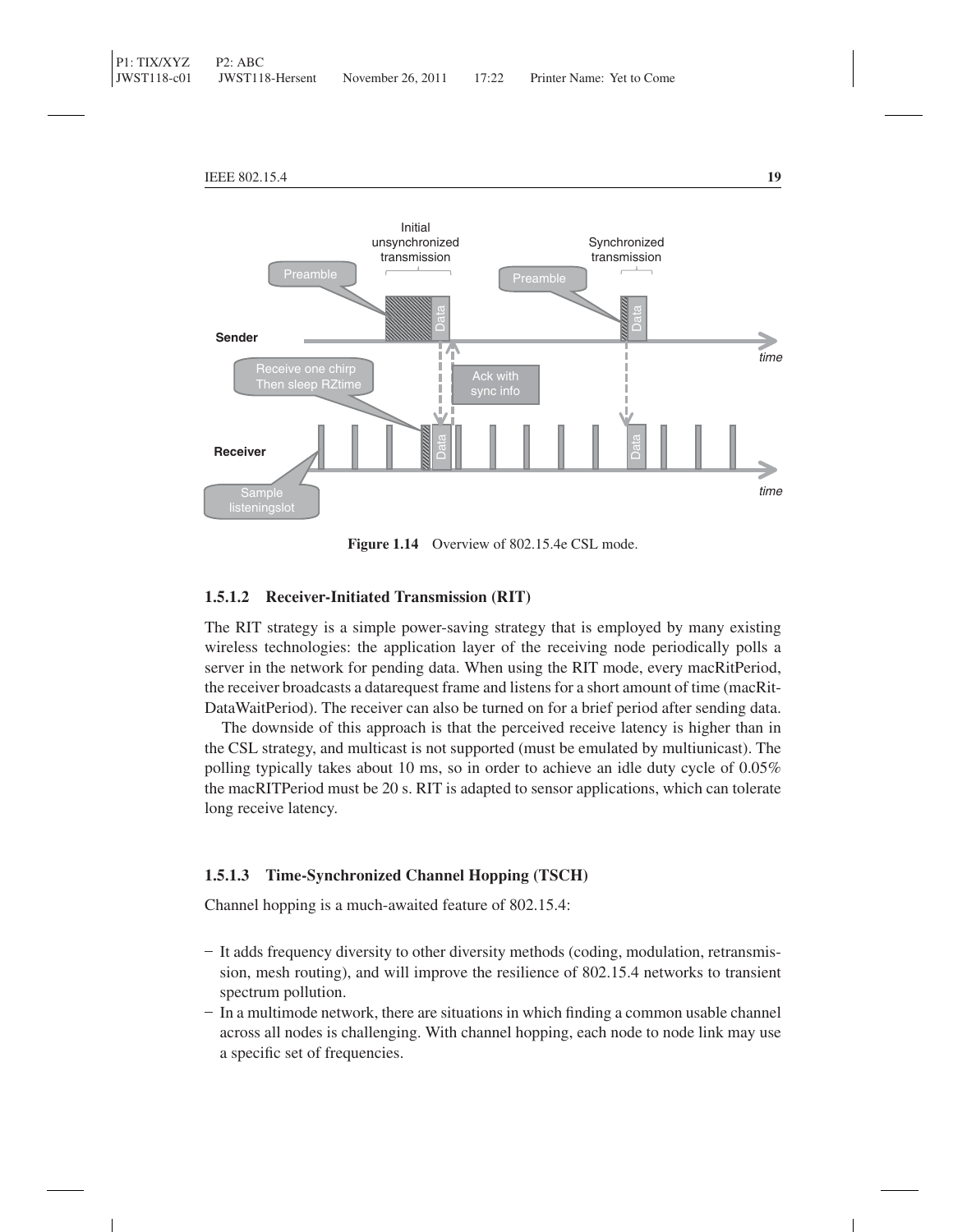Figure 1.14 Overview of 802.15.4e CSL mode.

### 1.5.1.2 Receiver-Initiated Transmission (RIT)

The RIT strategy is a simple power-saving strategy that is employed by many existing wireless technologies: the application layer of the receiving node periodically polls a server in the network for pending data. When using the RIT mode, every macRitPeriod, the receiver broadcasts a datarequest frame and listens for a short amount of time (macRit-DataWaitPeriod). The receiver can also be turned on for a brief period after sending data.

The downside of this approach is that the perceived receive latency is higher than in the CSL strategy, and multicast is not supported (must be emulated by multiunicast). The polling typically takes about 10 ms, so in order to achieve an idle duty cycle of 0.05% the macRITPeriod must be 20 s. RIT is adapted to sensor applications, which can tolerate long receive latency.

### 1.5.1.3 Time-Synchronized Channel Hopping (TSCH)

Channel hopping is a much-awaited feature of 802.15.4:

- It adds frequency diversity to other diversity methods (coding, modulation, retransmission, mesh routing), and will improve the resilience of 802.15.4 networks to transient spectrum pollution.
- In a multimode network, there are situations in which finding a common usable channel across all nodes is challenging. With channel hopping, each node to node link may use a specific set of frequencies.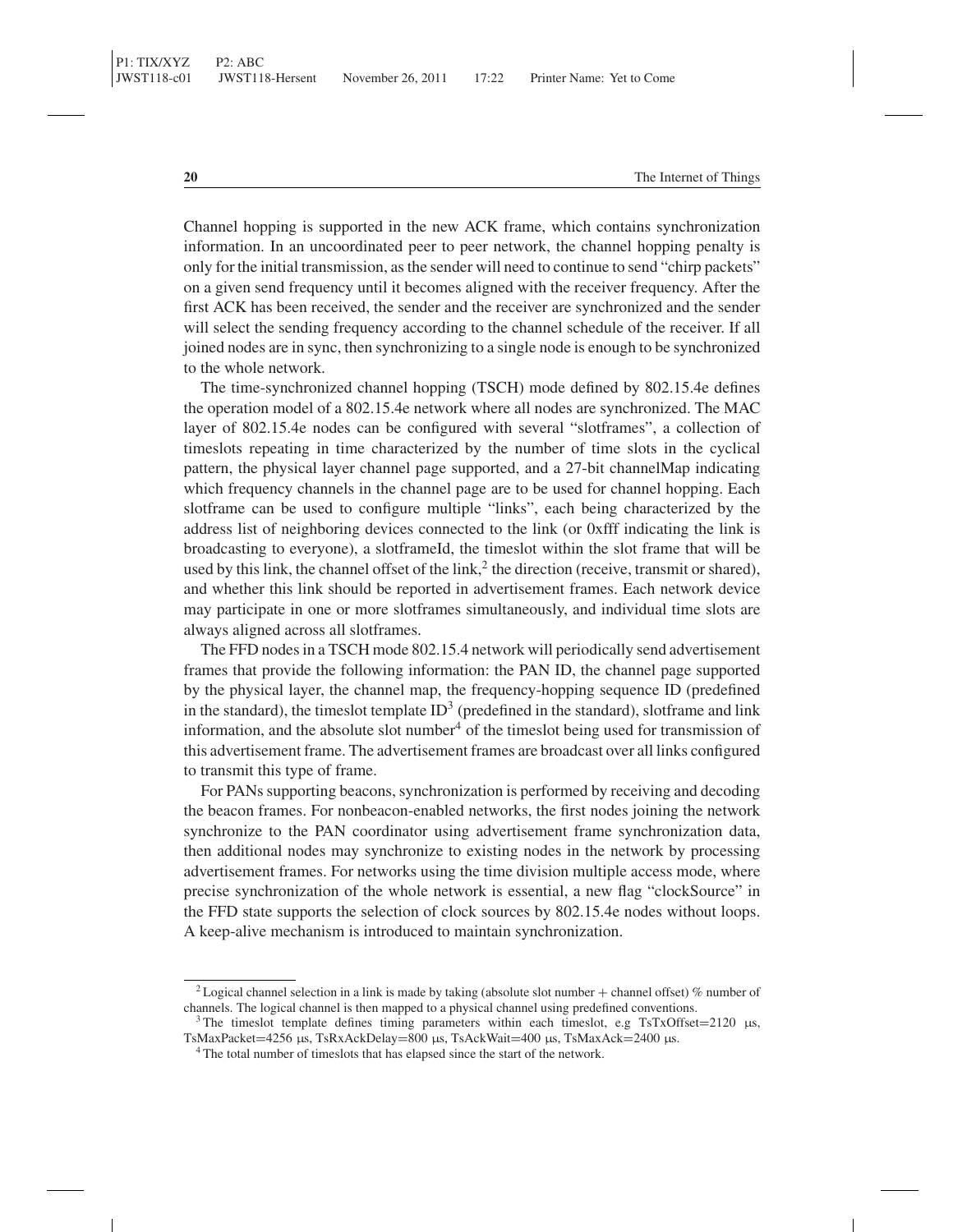Channel hopping is supported in the new ACK frame, which contains synchronization information. In an uncoordinated peer to peer network, the channel hopping penalty is only for the initial transmission, as the sender will need to continue to send "chirp packets" on a given send frequency until it becomes aligned with the receiver frequency. After the first ACK has been received, the sender and the receiver are synchronized and the sender will select the sending frequency according to the channel schedule of the receiver. If all joined nodes are in sync, then synchronizing to a single node is enough to be synchronized to the whole network.

The time-synchronized channel hopping (TSCH) mode defined by 802.15.4e defines the operation model of a 802.15.4e network where all nodes are synchronized. The MAC layer of 802.15.4e nodes can be configured with several "slotframes", a collection of timeslots repeating in time characterized by the number of time slots in the cyclical pattern, the physical layer channel page supported, and a 27-bit channelMap indicating which frequency channels in the channel page are to be used for channel hopping. Each slotframe can be used to configure multiple "links", each being characterized by the address list of neighboring devices connected to the link (or 0xfff indicating the link is broadcasting to everyone), a slotframeId, the timeslot within the slot frame that will be used by this link, the channel offset of the link,[2] the direction (receive, transmit or shared), and whether this link should be reported in advertisement frames. Each network device may participate in one or more slotframes simultaneously, and individual time slots are always aligned across all slotframes.

The FFD nodes in a TSCH mode 802.15.4 network will periodically send advertisement frames that provide the following information: the PAN ID, the channel page supported by the physical layer, the channel map, the frequency-hopping sequence ID (predefined in the standard), the timeslot template ID[3] (predefined in the standard), slotframe and link information, and the absolute slot number[4] of the timeslot being used for transmission of this advertisement frame. The advertisement frames are broadcast over all links configured to transmit this type of frame.

For PANs supporting beacons, synchronization is performed by receiving and decoding the beacon frames. For nonbeacon-enabled networks, the first nodes joining the network synchronize to the PAN coordinator using advertisement frame synchronization data, then additional nodes may synchronize to existing nodes in the network by processing advertisement frames. For networks using the time division multiple access mode, where precise synchronization of the whole network is essential, a new flag "clockSource" in the FFD state supports the selection of clock sources by 802.15.4e nodes without loops. A keep-alive mechanism is introduced to maintain synchronization.

---

[2] Logical channel selection in a link is made by taking (absolute slot number + channel offset) % number of channels. The logical channel is then mapped to a physical channel using predefined conventions.

[3] The timeslot template defines timing parameters within each timeslot, e.g TsTxOffset=2120 μs, TsMaxPacket=4256 μs, TsRxAckDelay=800 μs, TsAckWait=400 μs, TsMaxAck=2400 μs.

[4] The total number of timeslots that has elapsed since the start of the network.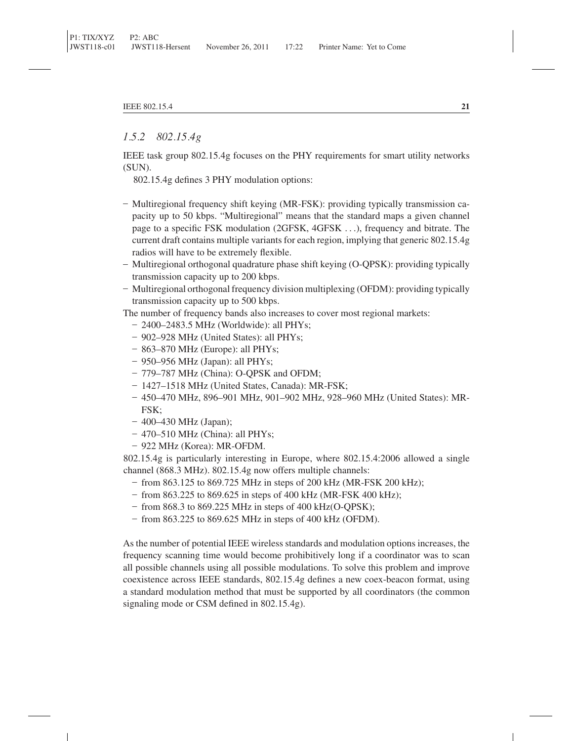### 1.5.2 802.15.4g

IEEE task group 802.15.4g focuses on the PHY requirements for smart utility networks (SUN).

802.15.4g defines 3 PHY modulation options:

- Multiregional frequency shift keying (MR-FSK): providing typically transmission capacity up to 50 kbps. “Multiregional” means that the standard maps a given channel page to a specific FSK modulation (2GFSK, 4GFSK . . .), frequency and bitrate. The current draft contains multiple variants for each region, implying that generic 802.15.4g radios will have to be extremely flexible.
- Multiregional orthogonal quadrature phase shift keying (O-QPSK): providing typically transmission capacity up to 200 kbps.
- Multiregional orthogonal frequency division multiplexing (OFDM): providing typically transmission capacity up to 500 kbps.

The number of frequency bands also increases to cover most regional markets:

- 2400–2483.5 MHz (Worldwide): all PHYs;
- 902–928 MHz (United States): all PHYs;
- 863–870 MHz (Europe): all PHYs;
- 950–956 MHz (Japan): all PHYs;
- 779–787 MHz (China): O-QPSK and OFDM;
- 1427–1518 MHz (United States, Canada): MR-FSK;
- 450–470 MHz, 896–901 MHz, 901–902 MHz, 928–960 MHz (United States): MR-FSK;
- 400–430 MHz (Japan);
- 470–510 MHz (China): all PHYs;
- 922 MHz (Korea): MR-OFDM.

802.15.4g is particularly interesting in Europe, where 802.15.4:2006 allowed a single channel (868.3 MHz). 802.15.4g now offers multiple channels:

- from 863.125 to 869.725 MHz in steps of 200 kHz (MR-FSK 200 kHz);
- from 863.225 to 869.625 in steps of 400 kHz (MR-FSK 400 kHz);
- from 868.3 to 869.225 MHz in steps of 400 kHz(O-QPSK);
- from 863.225 to 869.625 MHz in steps of 400 kHz (OFDM).

As the number of potential IEEE wireless standards and modulation options increases, the frequency scanning time would become prohibitively long if a coordinator was to scan all possible channels using all possible modulations. To solve this problem and improve coexistence across IEEE standards, 802.15.4g defines a new coex-beacon format, using a standard modulation method that must be supported by all coordinators (the common signaling mode or CSM defined in 802.15.4g).